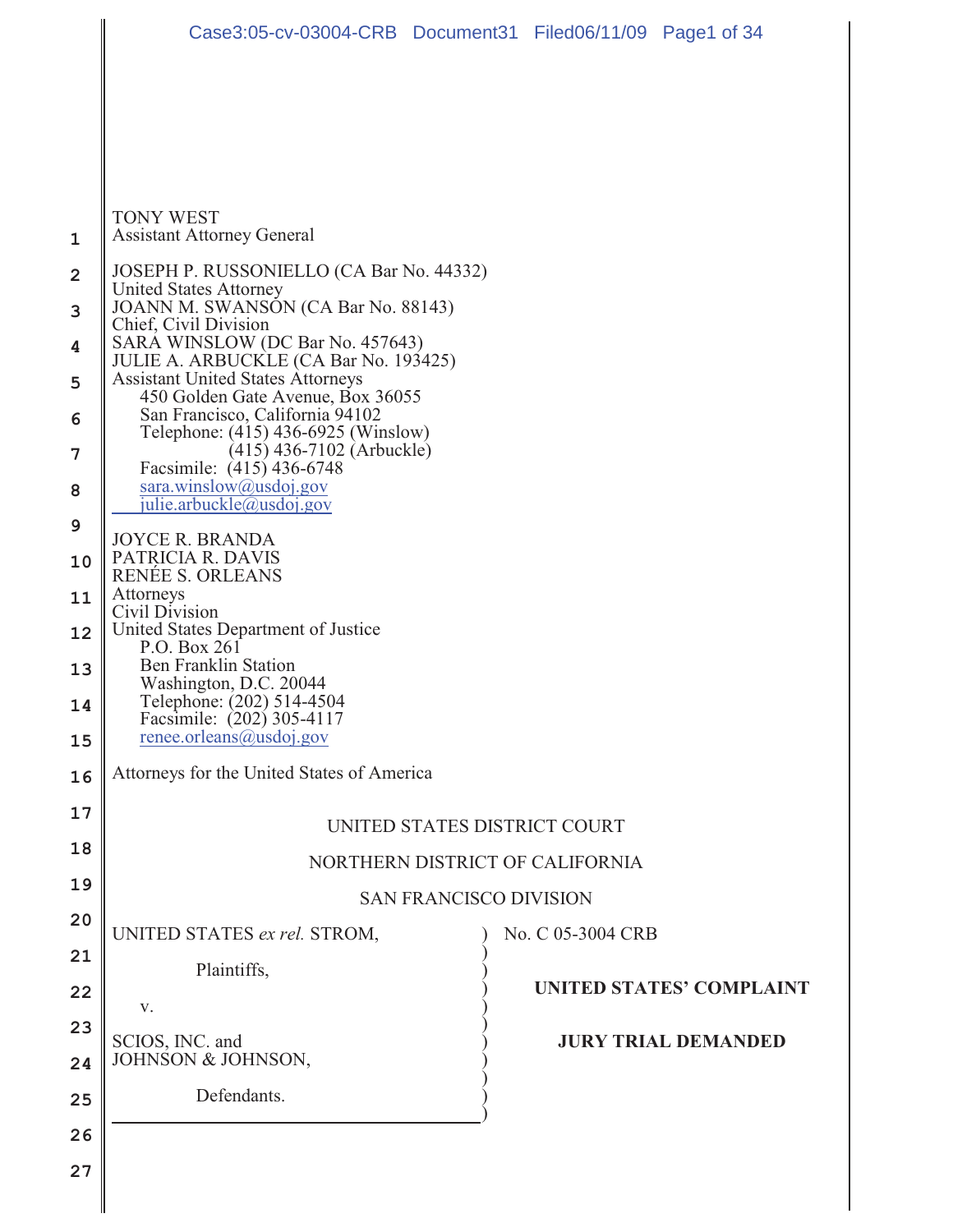TONY WEST
Assistant Attorney General

JOSEPH P. RUSSONIELLO (CA Bar No. 44332)
United States Attorney
JOANN M. SWANSON (CA Bar No. 88143)
Chief, Civil Division
SARA WINSLOW (DC Bar No. 457643)
JULIE A. ARBUCKLE (CA Bar No. 193425)
Assistant United States Attorneys
450 Golden Gate Avenue, Box 36055
San Francisco, California 94102
Telephone: (415) 436-6925 (Winslow)
(415) 436-7102 (Arbuckle)
Facsimile: (415) 436-6748
sara.winslow@usdoj.gov
julie.arbuckle@usdoj.gov

JOYCE R. BRANDA
PATRICIA R. DAVIS
RENÉE S. ORLEANS
Attorneys
Civil Division
United States Department of Justice
P.O. Box 261
Ben Franklin Station
Washington, D.C. 20044
Telephone: (202) 514-4504
Facsimile: (202) 305-4117
renee.orleans@usdoj.gov

Attorneys for the United States of America

UNITED STATES DISTRICT COURT

NORTHERN DISTRICT OF CALIFORNIA

SAN FRANCISCO DIVISION

UNITED STATES *ex rel.* STROM,

Plaintiffs,

v.

SCIOS, INC. and
JOHNSON & JOHNSON,

Defendants.

No. C 05-3004 CRB

**UNITED STATES' COMPLAINT**

**JURY TRIAL DEMANDED**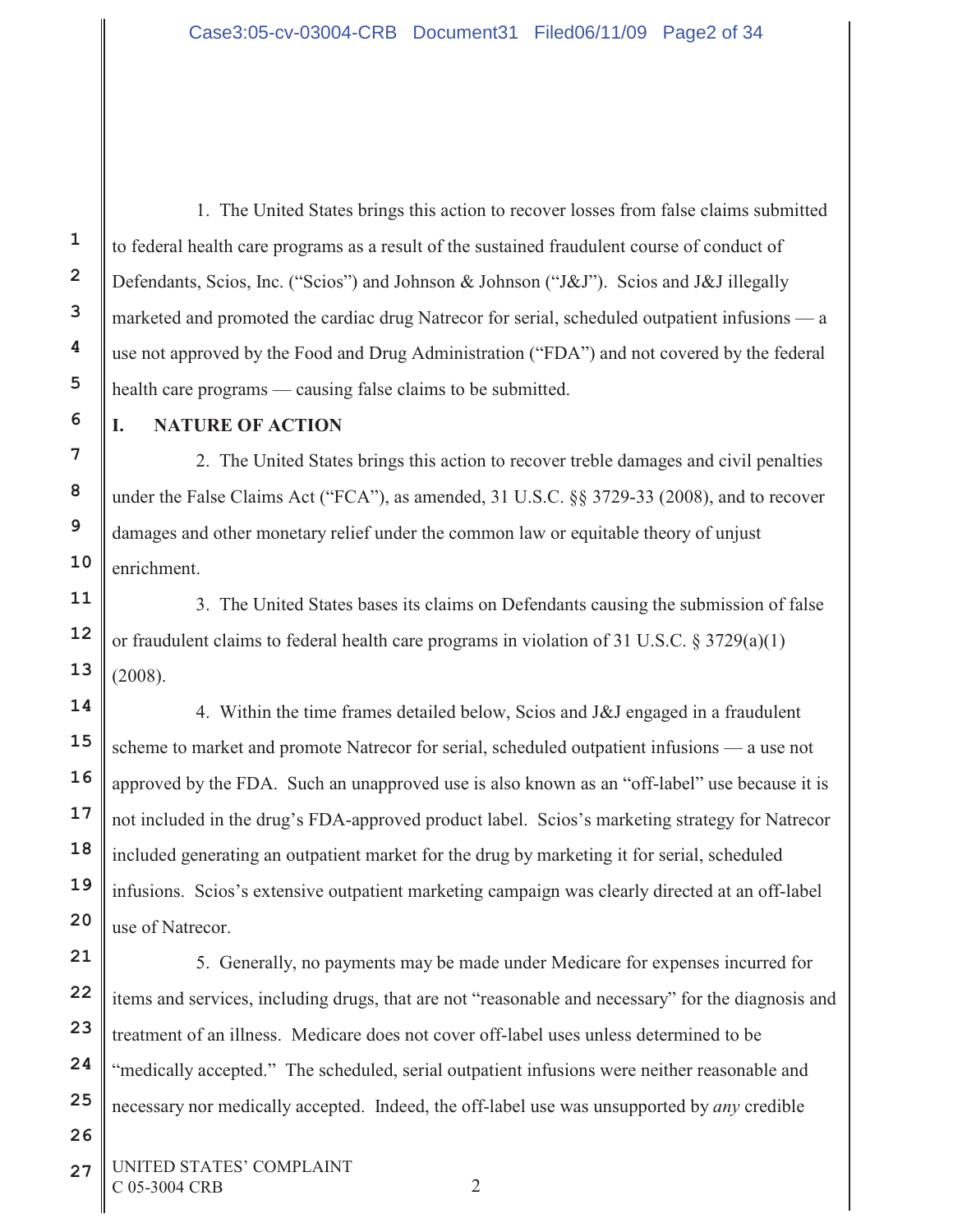1. The United States brings this action to recover losses from false claims submitted to federal health care programs as a result of the sustained fraudulent course of conduct of Defendants, Scios, Inc. ("Scios") and Johnson & Johnson ("J&J"). Scios and J&J illegally marketed and promoted the cardiac drug Natrecor for serial, scheduled outpatient infusions — a use not approved by the Food and Drug Administration ("FDA") and not covered by the federal health care programs — causing false claims to be submitted.

## I. NATURE OF ACTION

2. The United States brings this action to recover treble damages and civil penalties under the False Claims Act ("FCA"), as amended, 31 U.S.C. §§ 3729-33 (2008), and to recover damages and other monetary relief under the common law or equitable theory of unjust enrichment.

3. The United States bases its claims on Defendants causing the submission of false or fraudulent claims to federal health care programs in violation of 31 U.S.C. § 3729(a)(1) (2008).

4. Within the time frames detailed below, Scios and J&J engaged in a fraudulent scheme to market and promote Natrecor for serial, scheduled outpatient infusions — a use not approved by the FDA. Such an unapproved use is also known as an "off-label" use because it is not included in the drug's FDA-approved product label. Scios's marketing strategy for Natrecor included generating an outpatient market for the drug by marketing it for serial, scheduled infusions. Scios's extensive outpatient marketing campaign was clearly directed at an off-label use of Natrecor.

5. Generally, no payments may be made under Medicare for expenses incurred for items and services, including drugs, that are not "reasonable and necessary" for the diagnosis and treatment of an illness. Medicare does not cover off-label uses unless determined to be "medically accepted." The scheduled, serial outpatient infusions were neither reasonable and necessary nor medically accepted. Indeed, the off-label use was unsupported by *any* credible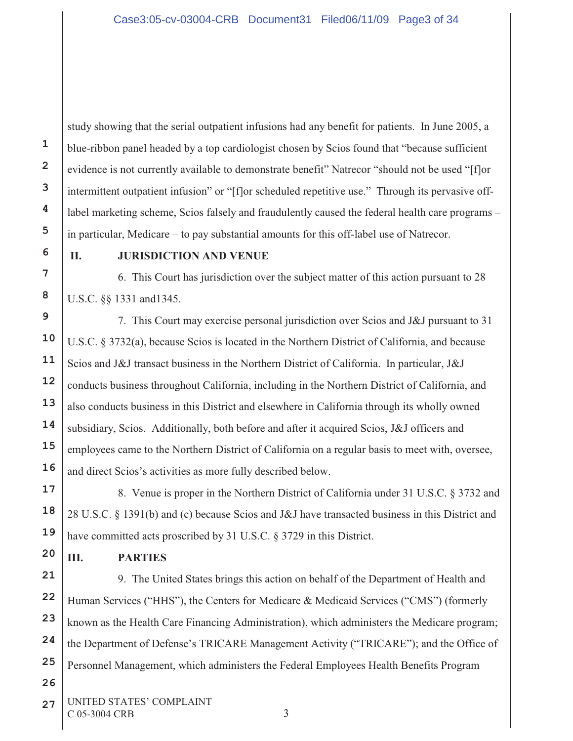study showing that the serial outpatient infusions had any benefit for patients. In June 2005, a blue-ribbon panel headed by a top cardiologist chosen by Scios found that "because sufficient evidence is not currently available to demonstrate benefit" Natrecor "should not be used "[f]or intermittent outpatient infusion" or "[f]or scheduled repetitive use." Through its pervasive off-label marketing scheme, Scios falsely and fraudulently caused the federal health care programs – in particular, Medicare – to pay substantial amounts for this off-label use of Natrecor.

## II. JURISDICTION AND VENUE

6. This Court has jurisdiction over the subject matter of this action pursuant to 28 U.S.C. §§ 1331 and1345.

7. This Court may exercise personal jurisdiction over Scios and J&J pursuant to 31 U.S.C. § 3732(a), because Scios is located in the Northern District of California, and because Scios and J&J transact business in the Northern District of California. In particular, J&J conducts business throughout California, including in the Northern District of California, and also conducts business in this District and elsewhere in California through its wholly owned subsidiary, Scios. Additionally, both before and after it acquired Scios, J&J officers and employees came to the Northern District of California on a regular basis to meet with, oversee, and direct Scios's activities as more fully described below.

8. Venue is proper in the Northern District of California under 31 U.S.C. § 3732 and 28 U.S.C. § 1391(b) and (c) because Scios and J&J have transacted business in this District and have committed acts proscribed by 31 U.S.C. § 3729 in this District.

## III. PARTIES

9. The United States brings this action on behalf of the Department of Health and Human Services ("HHS"), the Centers for Medicare & Medicaid Services ("CMS") (formerly known as the Health Care Financing Administration), which administers the Medicare program; the Department of Defense's TRICARE Management Activity ("TRICARE"); and the Office of Personnel Management, which administers the Federal Employees Health Benefits Program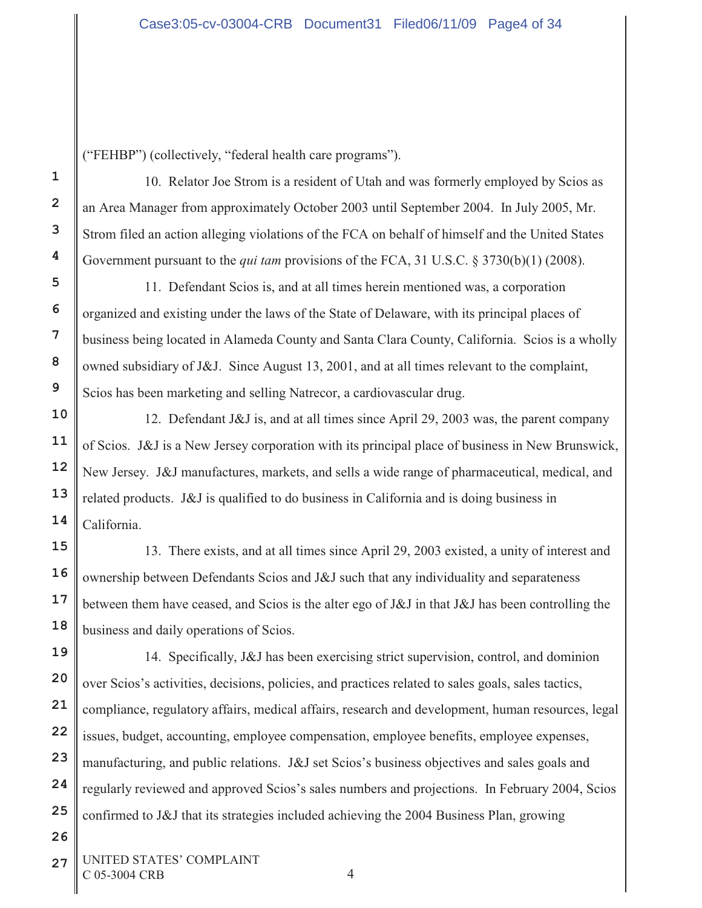("FEHBP") (collectively, "federal health care programs").

10. Relator Joe Strom is a resident of Utah and was formerly employed by Scios as an Area Manager from approximately October 2003 until September 2004. In July 2005, Mr. Strom filed an action alleging violations of the FCA on behalf of himself and the United States Government pursuant to the *qui tam* provisions of the FCA, 31 U.S.C. § 3730(b)(1) (2008).

11. Defendant Scios is, and at all times herein mentioned was, a corporation organized and existing under the laws of the State of Delaware, with its principal places of business being located in Alameda County and Santa Clara County, California. Scios is a wholly owned subsidiary of J&J. Since August 13, 2001, and at all times relevant to the complaint, Scios has been marketing and selling Natrecor, a cardiovascular drug.

12. Defendant J&J is, and at all times since April 29, 2003 was, the parent company of Scios. J&J is a New Jersey corporation with its principal place of business in New Brunswick, New Jersey. J&J manufactures, markets, and sells a wide range of pharmaceutical, medical, and related products. J&J is qualified to do business in California and is doing business in California.

13. There exists, and at all times since April 29, 2003 existed, a unity of interest and ownership between Defendants Scios and J&J such that any individuality and separateness between them have ceased, and Scios is the alter ego of J&J in that J&J has been controlling the business and daily operations of Scios.

14. Specifically, J&J has been exercising strict supervision, control, and dominion over Scios's activities, decisions, policies, and practices related to sales goals, sales tactics, compliance, regulatory affairs, medical affairs, research and development, human resources, legal issues, budget, accounting, employee compensation, employee benefits, employee expenses, manufacturing, and public relations. J&J set Scios's business objectives and sales goals and regularly reviewed and approved Scios's sales numbers and projections. In February 2004, Scios confirmed to J&J that its strategies included achieving the 2004 Business Plan, growing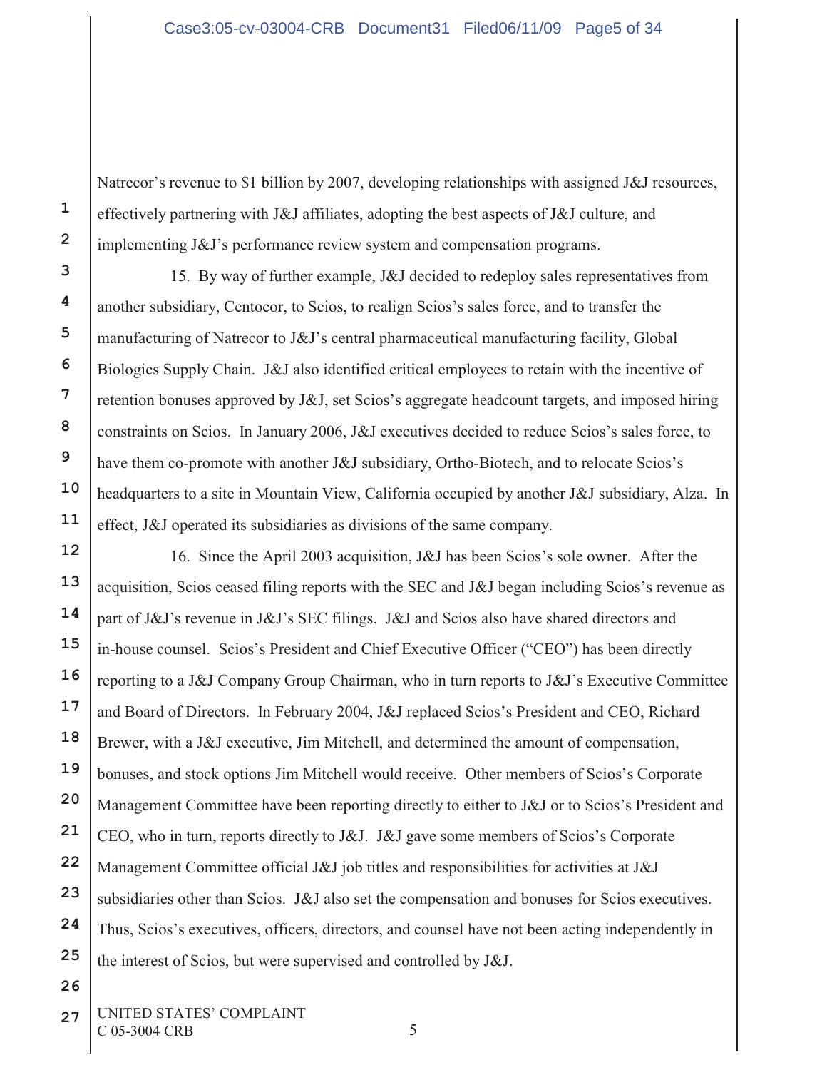Natrecor's revenue to $1 billion by 2007, developing relationships with assigned J&J resources, effectively partnering with J&J affiliates, adopting the best aspects of J&J culture, and implementing J&J's performance review system and compensation programs.

15. By way of further example, J&J decided to redeploy sales representatives from another subsidiary, Centocor, to Scios, to realign Scios's sales force, and to transfer the manufacturing of Natrecor to J&J's central pharmaceutical manufacturing facility, Global Biologics Supply Chain. J&J also identified critical employees to retain with the incentive of retention bonuses approved by J&J, set Scios's aggregate headcount targets, and imposed hiring constraints on Scios. In January 2006, J&J executives decided to reduce Scios's sales force, to have them co-promote with another J&J subsidiary, Ortho-Biotech, and to relocate Scios's headquarters to a site in Mountain View, California occupied by another J&J subsidiary, Alza. In effect, J&J operated its subsidiaries as divisions of the same company.

16. Since the April 2003 acquisition, J&J has been Scios's sole owner. After the acquisition, Scios ceased filing reports with the SEC and J&J began including Scios's revenue as part of J&J's revenue in J&J's SEC filings. J&J and Scios also have shared directors and in-house counsel. Scios's President and Chief Executive Officer ("CEO") has been directly reporting to a J&J Company Group Chairman, who in turn reports to J&J's Executive Committee and Board of Directors. In February 2004, J&J replaced Scios's President and CEO, Richard Brewer, with a J&J executive, Jim Mitchell, and determined the amount of compensation, bonuses, and stock options Jim Mitchell would receive. Other members of Scios's Corporate Management Committee have been reporting directly to either to J&J or to Scios's President and CEO, who in turn, reports directly to J&J. J&J gave some members of Scios's Corporate Management Committee official J&J job titles and responsibilities for activities at J&J subsidiaries other than Scios. J&J also set the compensation and bonuses for Scios executives. Thus, Scios's executives, officers, directors, and counsel have not been acting independently in the interest of Scios, but were supervised and controlled by J&J.

UNITED STATES' COMPLAINT
C 05-3004 CRB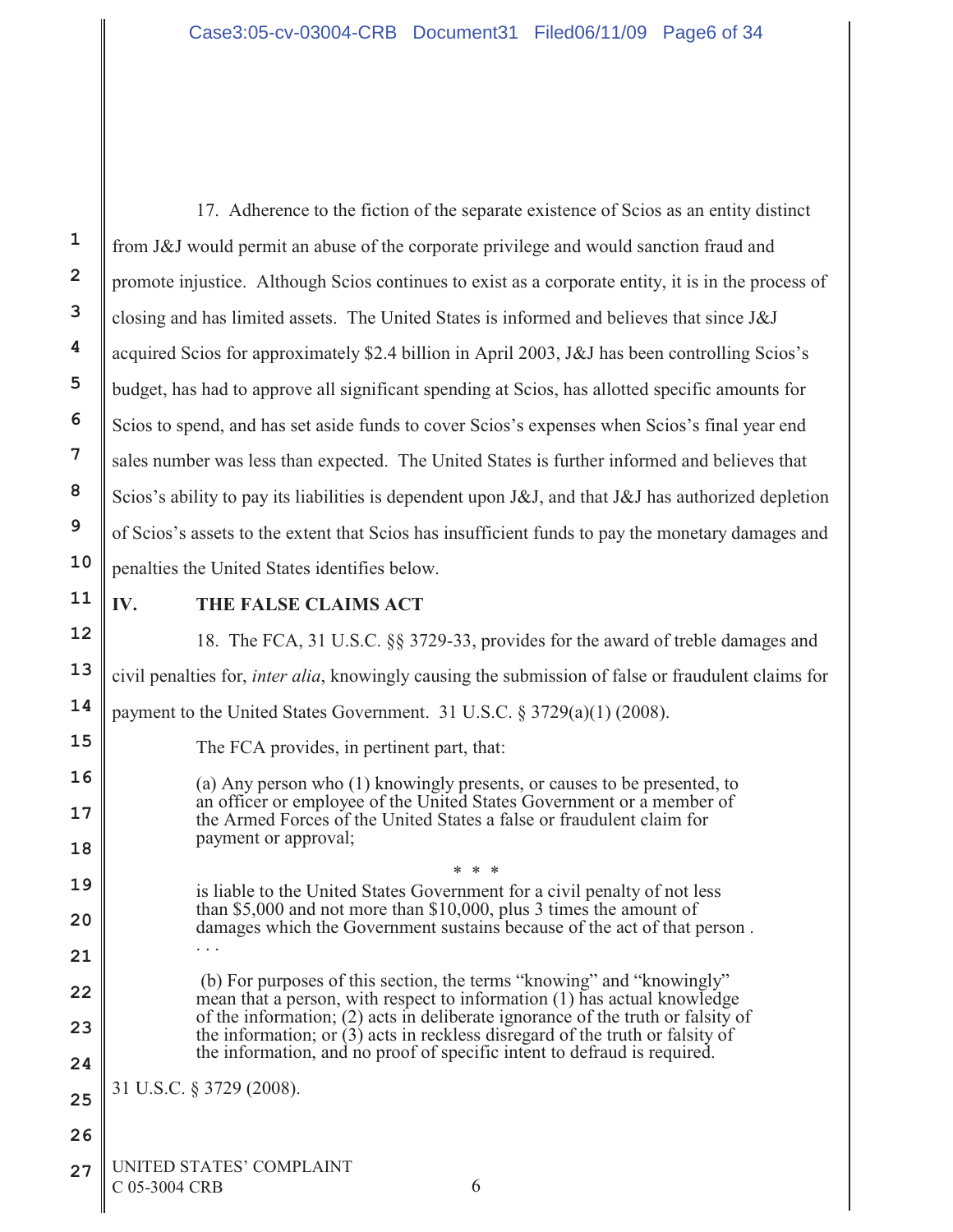17. Adherence to the fiction of the separate existence of Scios as an entity distinct from J&J would permit an abuse of the corporate privilege and would sanction fraud and promote injustice. Although Scios continues to exist as a corporate entity, it is in the process of closing and has limited assets. The United States is informed and believes that since J&J acquired Scios for approximately $2.4 billion in April 2003, J&J has been controlling Scios's budget, has had to approve all significant spending at Scios, has allotted specific amounts for Scios to spend, and has set aside funds to cover Scios's expenses when Scios's final year end sales number was less than expected. The United States is further informed and believes that Scios's ability to pay its liabilities is dependent upon J&J, and that J&J has authorized depletion of Scios's assets to the extent that Scios has insufficient funds to pay the monetary damages and penalties the United States identifies below.

## IV. THE FALSE CLAIMS ACT

18. The FCA, 31 U.S.C. §§ 3729-33, provides for the award of treble damages and civil penalties for, *inter alia*, knowingly causing the submission of false or fraudulent claims for payment to the United States Government. 31 U.S.C. § 3729(a)(1) (2008).

The FCA provides, in pertinent part, that:

> (a) Any person who (1) knowingly presents, or causes to be presented, to an officer or employee of the United States Government or a member of the Armed Forces of the United States a false or fraudulent claim for payment or approval;
>
> \* \* \*
>
> is liable to the United States Government for a civil penalty of not less than $5,000 and not more than $10,000, plus 3 times the amount of damages which the Government sustains because of the act of that person . . . .
>
> (b) For purposes of this section, the terms "knowing" and "knowingly" mean that a person, with respect to information (1) has actual knowledge of the information; (2) acts in deliberate ignorance of the truth or falsity of the information; or (3) acts in reckless disregard of the truth or falsity of the information, and no proof of specific intent to defraud is required.

31 U.S.C. § 3729 (2008).

UNITED STATES' COMPLAINT
C 05-3004 CRB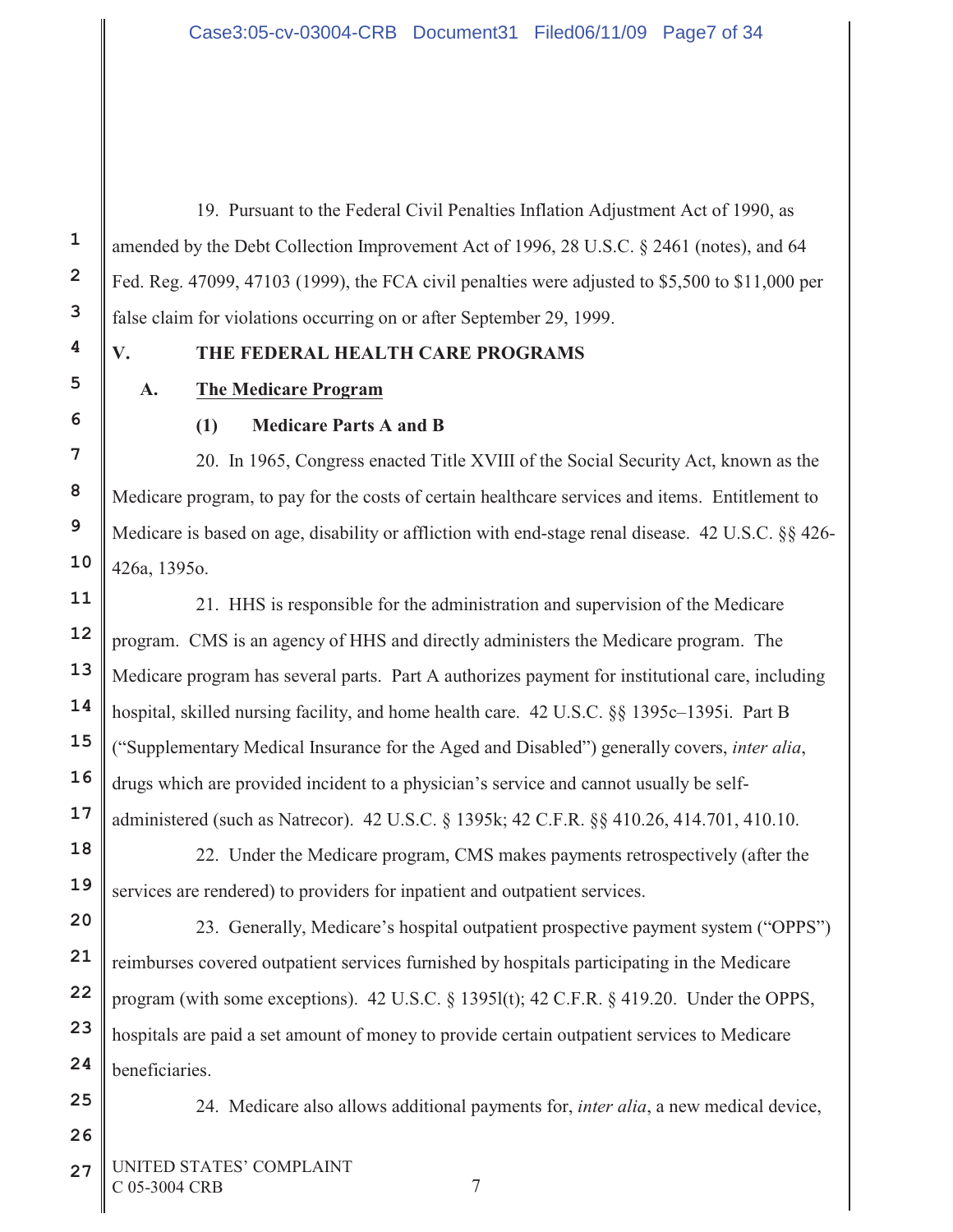19. Pursuant to the Federal Civil Penalties Inflation Adjustment Act of 1990, as amended by the Debt Collection Improvement Act of 1996, 28 U.S.C. § 2461 (notes), and 64 Fed. Reg. 47099, 47103 (1999), the FCA civil penalties were adjusted to $5,500 to $11,000 per false claim for violations occurring on or after September 29, 1999.

## V. THE FEDERAL HEALTH CARE PROGRAMS

### A. The Medicare Program

#### (1) Medicare Parts A and B

20. In 1965, Congress enacted Title XVIII of the Social Security Act, known as the Medicare program, to pay for the costs of certain healthcare services and items. Entitlement to Medicare is based on age, disability or affliction with end-stage renal disease. 42 U.S.C. §§ 426-426a, 1395o.

21. HHS is responsible for the administration and supervision of the Medicare program. CMS is an agency of HHS and directly administers the Medicare program. The Medicare program has several parts. Part A authorizes payment for institutional care, including hospital, skilled nursing facility, and home health care. 42 U.S.C. §§ 1395c–1395i. Part B ("Supplementary Medical Insurance for the Aged and Disabled") generally covers, *inter alia*, drugs which are provided incident to a physician's service and cannot usually be self-administered (such as Natrecor). 42 U.S.C. § 1395k; 42 C.F.R. §§ 410.26, 414.701, 410.10.

22. Under the Medicare program, CMS makes payments retrospectively (after the services are rendered) to providers for inpatient and outpatient services.

23. Generally, Medicare's hospital outpatient prospective payment system ("OPPS") reimburses covered outpatient services furnished by hospitals participating in the Medicare program (with some exceptions). 42 U.S.C. § 1395l(t); 42 C.F.R. § 419.20. Under the OPPS, hospitals are paid a set amount of money to provide certain outpatient services to Medicare beneficiaries.

24. Medicare also allows additional payments for, *inter alia*, a new medical device,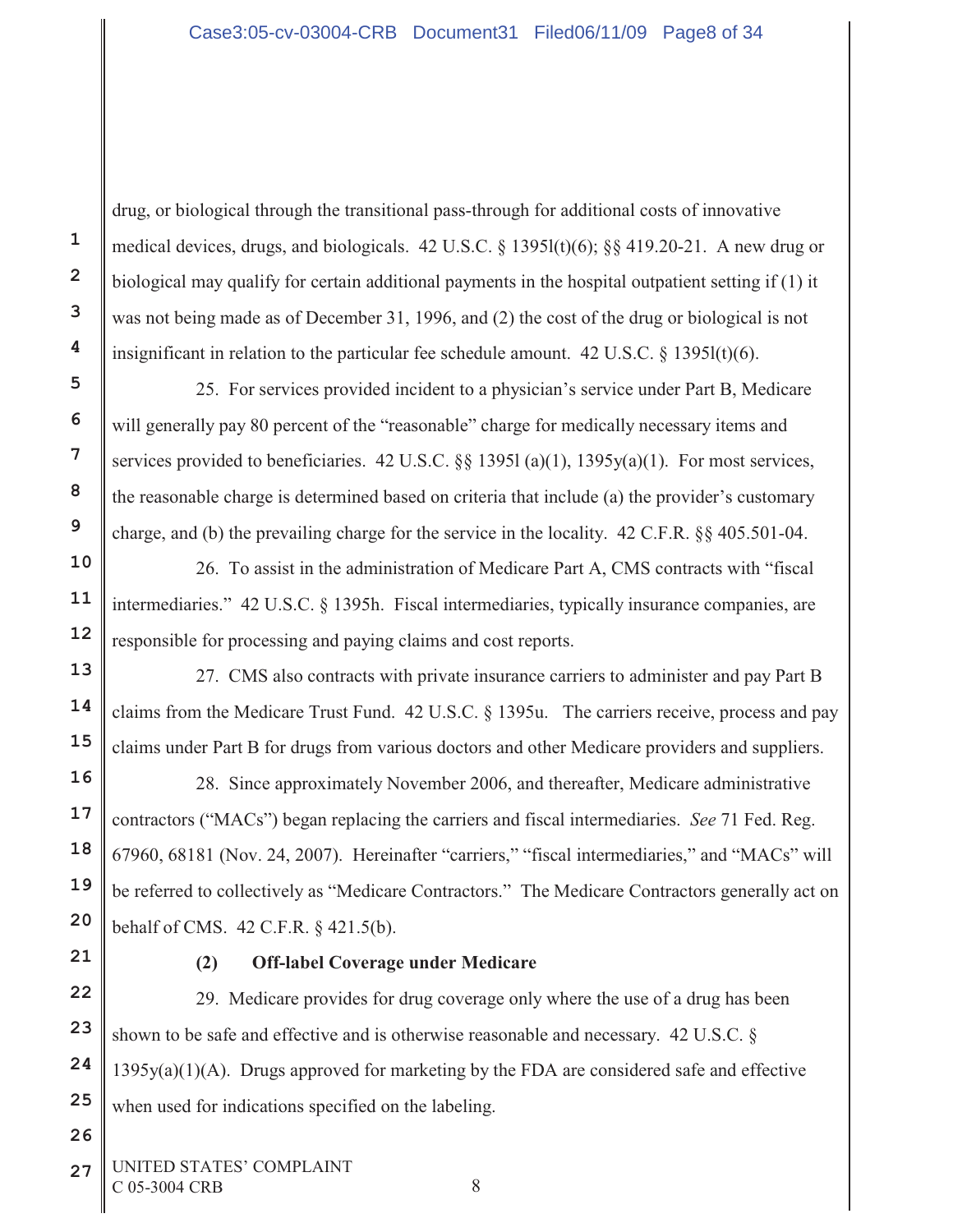drug, or biological through the transitional pass-through for additional costs of innovative medical devices, drugs, and biologicals. 42 U.S.C. § 1395l(t)(6); §§ 419.20-21. A new drug or biological may qualify for certain additional payments in the hospital outpatient setting if (1) it was not being made as of December 31, 1996, and (2) the cost of the drug or biological is not insignificant in relation to the particular fee schedule amount. 42 U.S.C. § 1395l(t)(6).

25. For services provided incident to a physician's service under Part B, Medicare will generally pay 80 percent of the "reasonable" charge for medically necessary items and services provided to beneficiaries. 42 U.S.C. §§ 1395l (a)(1), 1395y(a)(1). For most services, the reasonable charge is determined based on criteria that include (a) the provider's customary charge, and (b) the prevailing charge for the service in the locality. 42 C.F.R. §§ 405.501-04.

26. To assist in the administration of Medicare Part A, CMS contracts with "fiscal intermediaries." 42 U.S.C. § 1395h. Fiscal intermediaries, typically insurance companies, are responsible for processing and paying claims and cost reports.

27. CMS also contracts with private insurance carriers to administer and pay Part B claims from the Medicare Trust Fund. 42 U.S.C. § 1395u. The carriers receive, process and pay claims under Part B for drugs from various doctors and other Medicare providers and suppliers.

28. Since approximately November 2006, and thereafter, Medicare administrative contractors ("MACs") began replacing the carriers and fiscal intermediaries. *See* 71 Fed. Reg. 67960, 68181 (Nov. 24, 2007). Hereinafter "carriers," "fiscal intermediaries," and "MACs" will be referred to collectively as "Medicare Contractors." The Medicare Contractors generally act on behalf of CMS. 42 C.F.R. § 421.5(b).

**(2) Off-label Coverage under Medicare**

29. Medicare provides for drug coverage only where the use of a drug has been shown to be safe and effective and is otherwise reasonable and necessary. 42 U.S.C. § 1395y(a)(1)(A). Drugs approved for marketing by the FDA are considered safe and effective when used for indications specified on the labeling.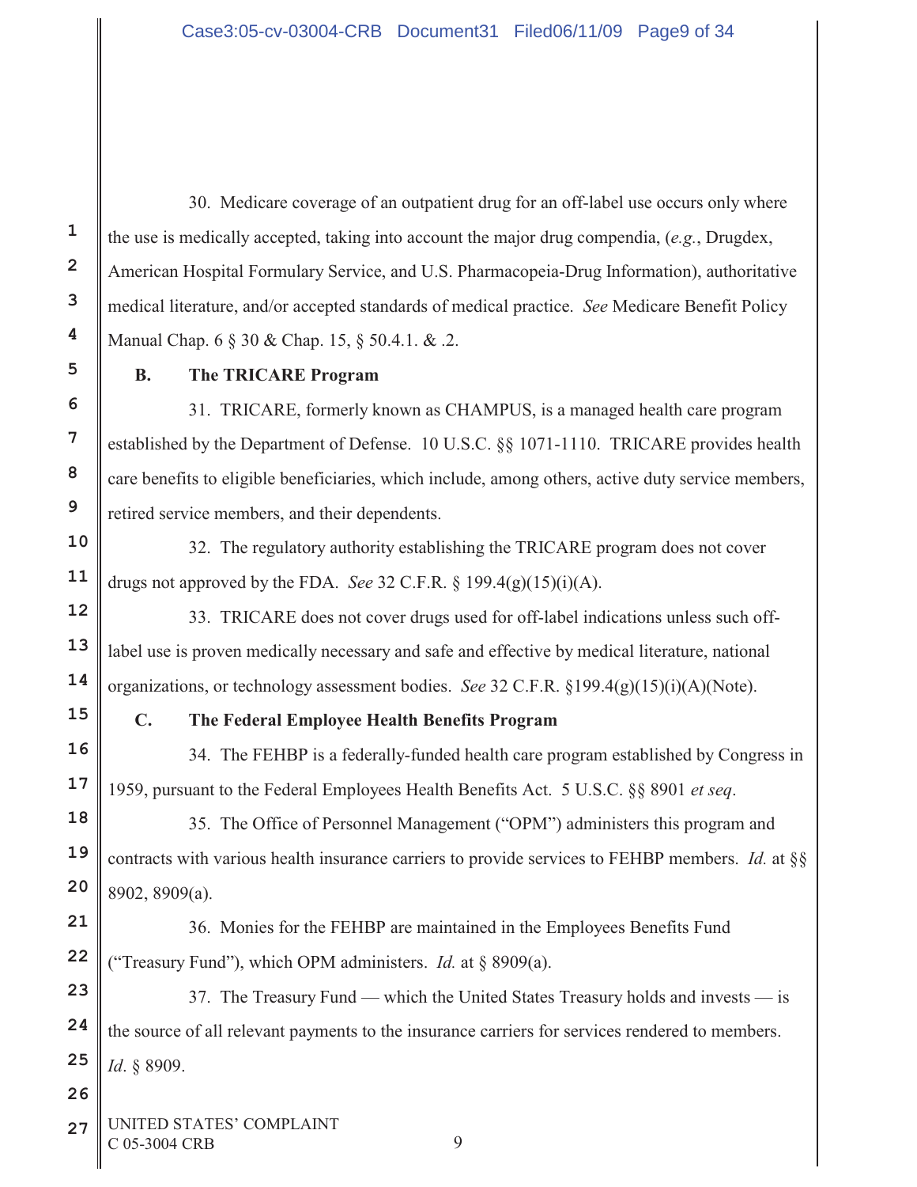30. Medicare coverage of an outpatient drug for an off-label use occurs only where the use is medically accepted, taking into account the major drug compendia, (*e.g.*, Drugdex, American Hospital Formulary Service, and U.S. Pharmacopeia-Drug Information), authoritative medical literature, and/or accepted standards of medical practice. *See* Medicare Benefit Policy Manual Chap. 6 § 30 & Chap. 15, § 50.4.1. & .2.

**B. The TRICARE Program**

31. TRICARE, formerly known as CHAMPUS, is a managed health care program established by the Department of Defense. 10 U.S.C. §§ 1071-1110. TRICARE provides health care benefits to eligible beneficiaries, which include, among others, active duty service members, retired service members, and their dependents.

32. The regulatory authority establishing the TRICARE program does not cover drugs not approved by the FDA. *See* 32 C.F.R. § 199.4(g)(15)(i)(A).

33. TRICARE does not cover drugs used for off-label indications unless such off-label use is proven medically necessary and safe and effective by medical literature, national organizations, or technology assessment bodies. *See* 32 C.F.R. §199.4(g)(15)(i)(A)(Note).

**C. The Federal Employee Health Benefits Program**

34. The FEHBP is a federally-funded health care program established by Congress in 1959, pursuant to the Federal Employees Health Benefits Act. 5 U.S.C. §§ 8901 *et seq*.

35. The Office of Personnel Management ("OPM") administers this program and contracts with various health insurance carriers to provide services to FEHBP members. *Id.* at §§ 8902, 8909(a).

36. Monies for the FEHBP are maintained in the Employees Benefits Fund ("Treasury Fund"), which OPM administers. *Id.* at § 8909(a).

37. The Treasury Fund — which the United States Treasury holds and invests — is the source of all relevant payments to the insurance carriers for services rendered to members. *Id*. § 8909.

UNITED STATES' COMPLAINT
C 05-3004 CRB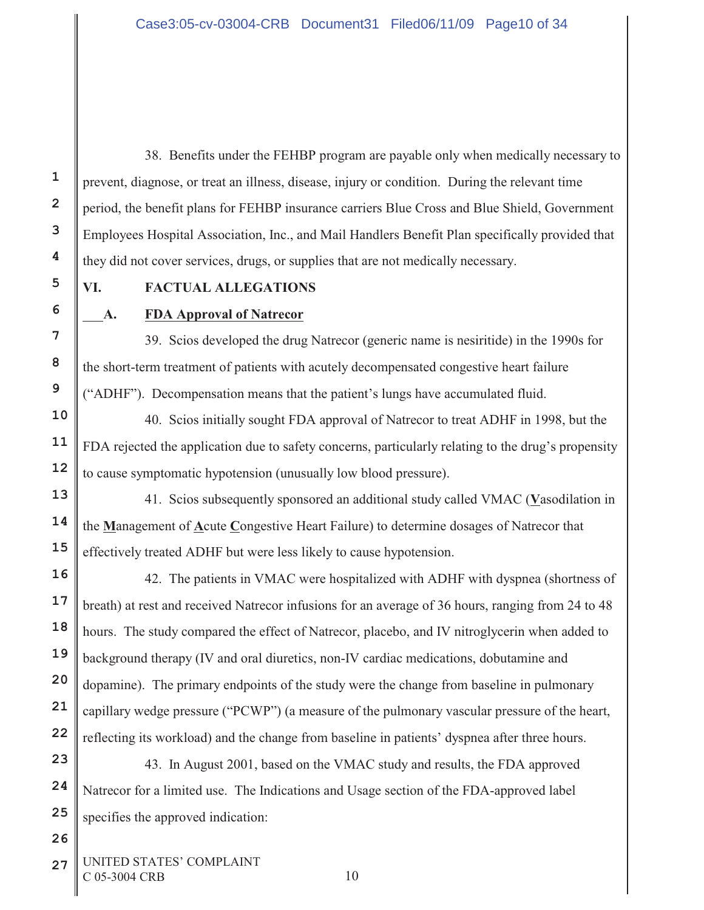38. Benefits under the FEHBP program are payable only when medically necessary to prevent, diagnose, or treat an illness, disease, injury or condition. During the relevant time period, the benefit plans for FEHBP insurance carriers Blue Cross and Blue Shield, Government Employees Hospital Association, Inc., and Mail Handlers Benefit Plan specifically provided that they did not cover services, drugs, or supplies that are not medically necessary.

## VI. FACTUAL ALLEGATIONS

### A. FDA Approval of Natrecor

39. Scios developed the drug Natrecor (generic name is nesiritide) in the 1990s for the short-term treatment of patients with acutely decompensated congestive heart failure ("ADHF"). Decompensation means that the patient's lungs have accumulated fluid.

40. Scios initially sought FDA approval of Natrecor to treat ADHF in 1998, but the FDA rejected the application due to safety concerns, particularly relating to the drug's propensity to cause symptomatic hypotension (unusually low blood pressure).

41. Scios subsequently sponsored an additional study called VMAC (**V**asodilation in the **M**anagement of **A**cute **C**ongestive Heart Failure) to determine dosages of Natrecor that effectively treated ADHF but were less likely to cause hypotension.

42. The patients in VMAC were hospitalized with ADHF with dyspnea (shortness of breath) at rest and received Natrecor infusions for an average of 36 hours, ranging from 24 to 48 hours. The study compared the effect of Natrecor, placebo, and IV nitroglycerin when added to background therapy (IV and oral diuretics, non-IV cardiac medications, dobutamine and dopamine). The primary endpoints of the study were the change from baseline in pulmonary capillary wedge pressure ("PCWP") (a measure of the pulmonary vascular pressure of the heart, reflecting its workload) and the change from baseline in patients' dyspnea after three hours.

43. In August 2001, based on the VMAC study and results, the FDA approved Natrecor for a limited use. The Indications and Usage section of the FDA-approved label specifies the approved indication:

UNITED STATES' COMPLAINT
C 05-3004 CRB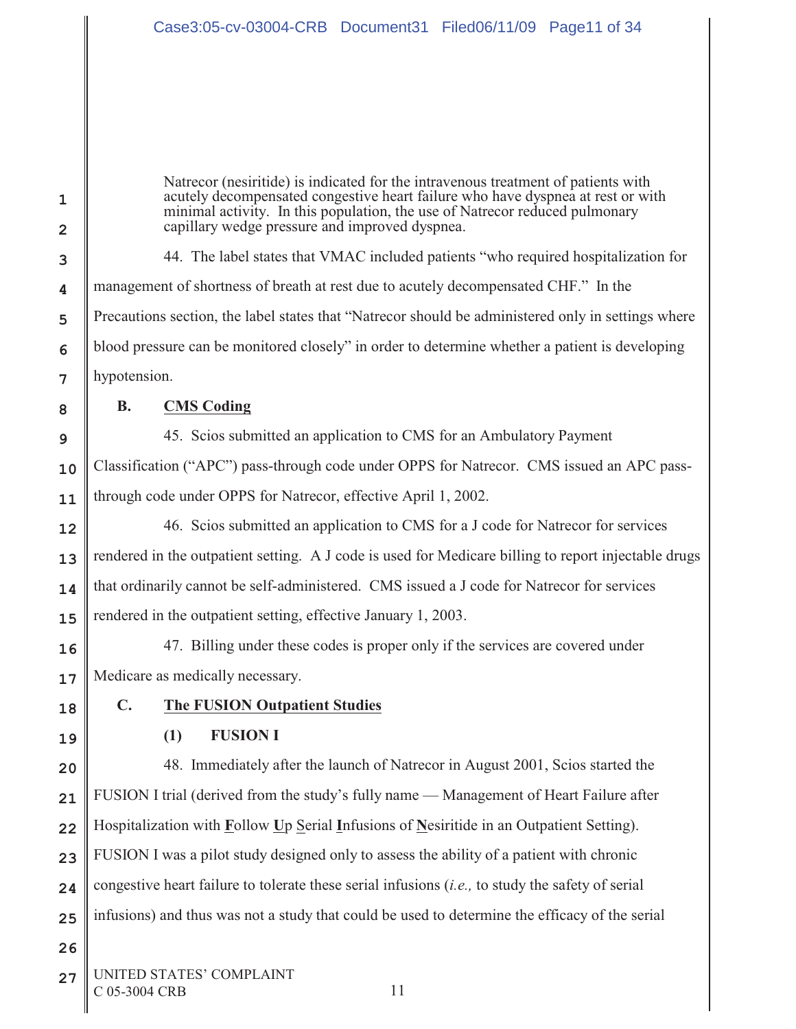> Natrecor (nesiritide) is indicated for the intravenous treatment of patients with acutely decompensated congestive heart failure who have dyspnea at rest or with minimal activity. In this population, the use of Natrecor reduced pulmonary capillary wedge pressure and improved dyspnea.

44. The label states that VMAC included patients "who required hospitalization for management of shortness of breath at rest due to acutely decompensated CHF." In the Precautions section, the label states that "Natrecor should be administered only in settings where blood pressure can be monitored closely" in order to determine whether a patient is developing hypotension.

### B. CMS Coding

45. Scios submitted an application to CMS for an Ambulatory Payment Classification ("APC") pass-through code under OPPS for Natrecor. CMS issued an APC pass-through code under OPPS for Natrecor, effective April 1, 2002.

46. Scios submitted an application to CMS for a J code for Natrecor for services rendered in the outpatient setting. A J code is used for Medicare billing to report injectable drugs that ordinarily cannot be self-administered. CMS issued a J code for Natrecor for services rendered in the outpatient setting, effective January 1, 2003.

47. Billing under these codes is proper only if the services are covered under Medicare as medically necessary.

### C. The FUSION Outpatient Studies

#### (1) FUSION I

48. Immediately after the launch of Natrecor in August 2001, Scios started the FUSION I trial (derived from the study's fully name — Management of Heart Failure after Hospitalization with **F**ollow **U**p **S**erial **I**nfusions of **N**esiritide in an Outpatient Setting). FUSION I was a pilot study designed only to assess the ability of a patient with chronic congestive heart failure to tolerate these serial infusions (*i.e.,* to study the safety of serial infusions) and thus was not a study that could be used to determine the efficacy of the serial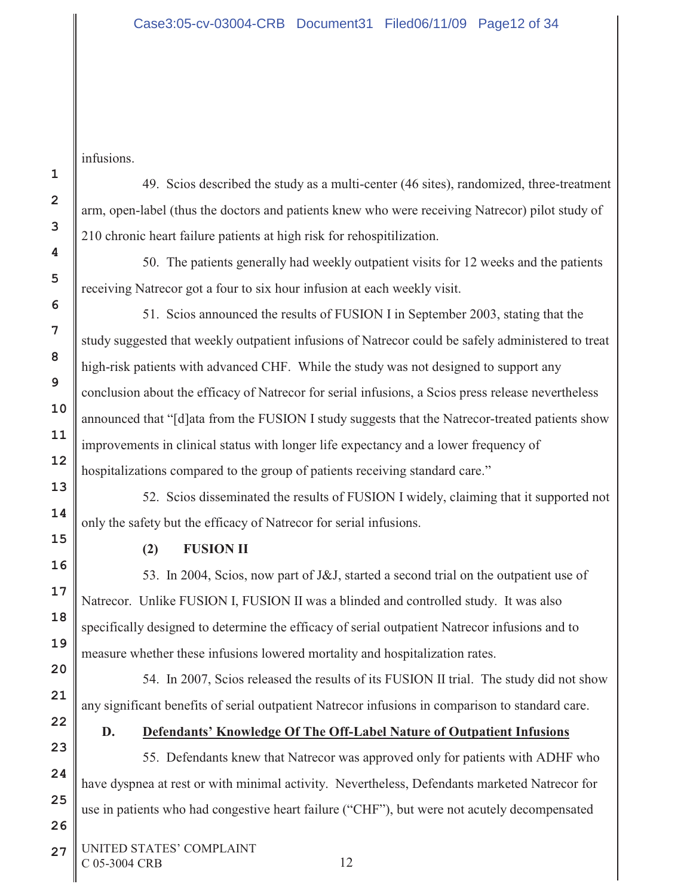infusions.

49. Scios described the study as a multi-center (46 sites), randomized, three-treatment arm, open-label (thus the doctors and patients knew who were receiving Natrecor) pilot study of 210 chronic heart failure patients at high risk for rehospitilization.

50. The patients generally had weekly outpatient visits for 12 weeks and the patients receiving Natrecor got a four to six hour infusion at each weekly visit.

51. Scios announced the results of FUSION I in September 2003, stating that the study suggested that weekly outpatient infusions of Natrecor could be safely administered to treat high-risk patients with advanced CHF. While the study was not designed to support any conclusion about the efficacy of Natrecor for serial infusions, a Scios press release nevertheless announced that "[d]ata from the FUSION I study suggests that the Natrecor-treated patients show improvements in clinical status with longer life expectancy and a lower frequency of hospitalizations compared to the group of patients receiving standard care."

52. Scios disseminated the results of FUSION I widely, claiming that it supported not only the safety but the efficacy of Natrecor for serial infusions.

**(2) FUSION II**

53. In 2004, Scios, now part of J&J, started a second trial on the outpatient use of Natrecor. Unlike FUSION I, FUSION II was a blinded and controlled study. It was also specifically designed to determine the efficacy of serial outpatient Natrecor infusions and to measure whether these infusions lowered mortality and hospitalization rates.

54. In 2007, Scios released the results of its FUSION II trial. The study did not show any significant benefits of serial outpatient Natrecor infusions in comparison to standard care.

**D. Defendants' Knowledge Of The Off-Label Nature of Outpatient Infusions**

55. Defendants knew that Natrecor was approved only for patients with ADHF who have dyspnea at rest or with minimal activity. Nevertheless, Defendants marketed Natrecor for use in patients who had congestive heart failure ("CHF"), but were not acutely decompensated

UNITED STATES' COMPLAINT
C 05-3004 CRB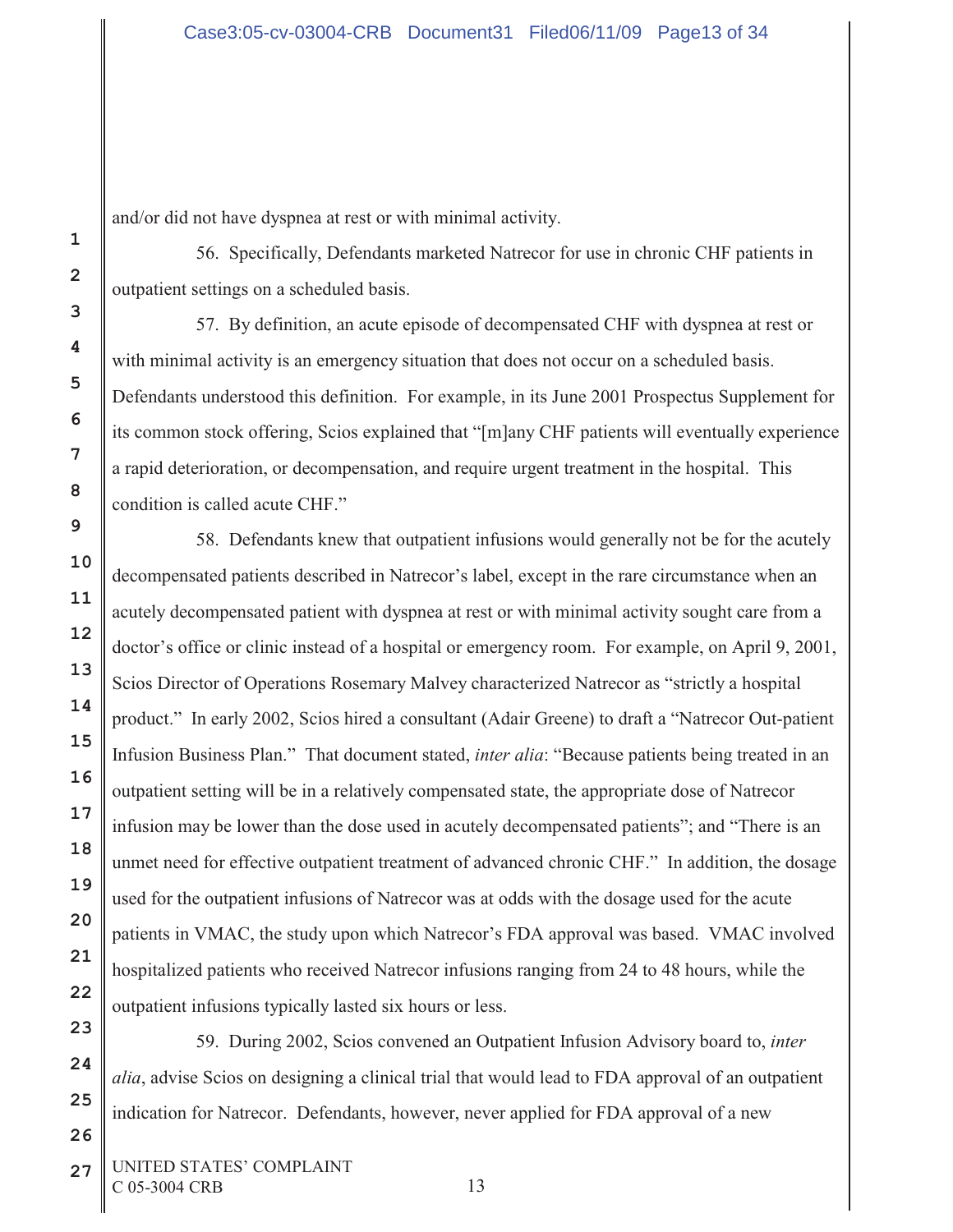and/or did not have dyspnea at rest or with minimal activity.

56. Specifically, Defendants marketed Natrecor for use in chronic CHF patients in outpatient settings on a scheduled basis.

57. By definition, an acute episode of decompensated CHF with dyspnea at rest or with minimal activity is an emergency situation that does not occur on a scheduled basis. Defendants understood this definition. For example, in its June 2001 Prospectus Supplement for its common stock offering, Scios explained that "[m]any CHF patients will eventually experience a rapid deterioration, or decompensation, and require urgent treatment in the hospital. This condition is called acute CHF."

58. Defendants knew that outpatient infusions would generally not be for the acutely decompensated patients described in Natrecor's label, except in the rare circumstance when an acutely decompensated patient with dyspnea at rest or with minimal activity sought care from a doctor's office or clinic instead of a hospital or emergency room. For example, on April 9, 2001, Scios Director of Operations Rosemary Malvey characterized Natrecor as "strictly a hospital product." In early 2002, Scios hired a consultant (Adair Greene) to draft a "Natrecor Out-patient Infusion Business Plan." That document stated, *inter alia*: "Because patients being treated in an outpatient setting will be in a relatively compensated state, the appropriate dose of Natrecor infusion may be lower than the dose used in acutely decompensated patients"; and "There is an unmet need for effective outpatient treatment of advanced chronic CHF." In addition, the dosage used for the outpatient infusions of Natrecor was at odds with the dosage used for the acute patients in VMAC, the study upon which Natrecor's FDA approval was based. VMAC involved hospitalized patients who received Natrecor infusions ranging from 24 to 48 hours, while the outpatient infusions typically lasted six hours or less.

59. During 2002, Scios convened an Outpatient Infusion Advisory board to, *inter alia*, advise Scios on designing a clinical trial that would lead to FDA approval of an outpatient indication for Natrecor. Defendants, however, never applied for FDA approval of a new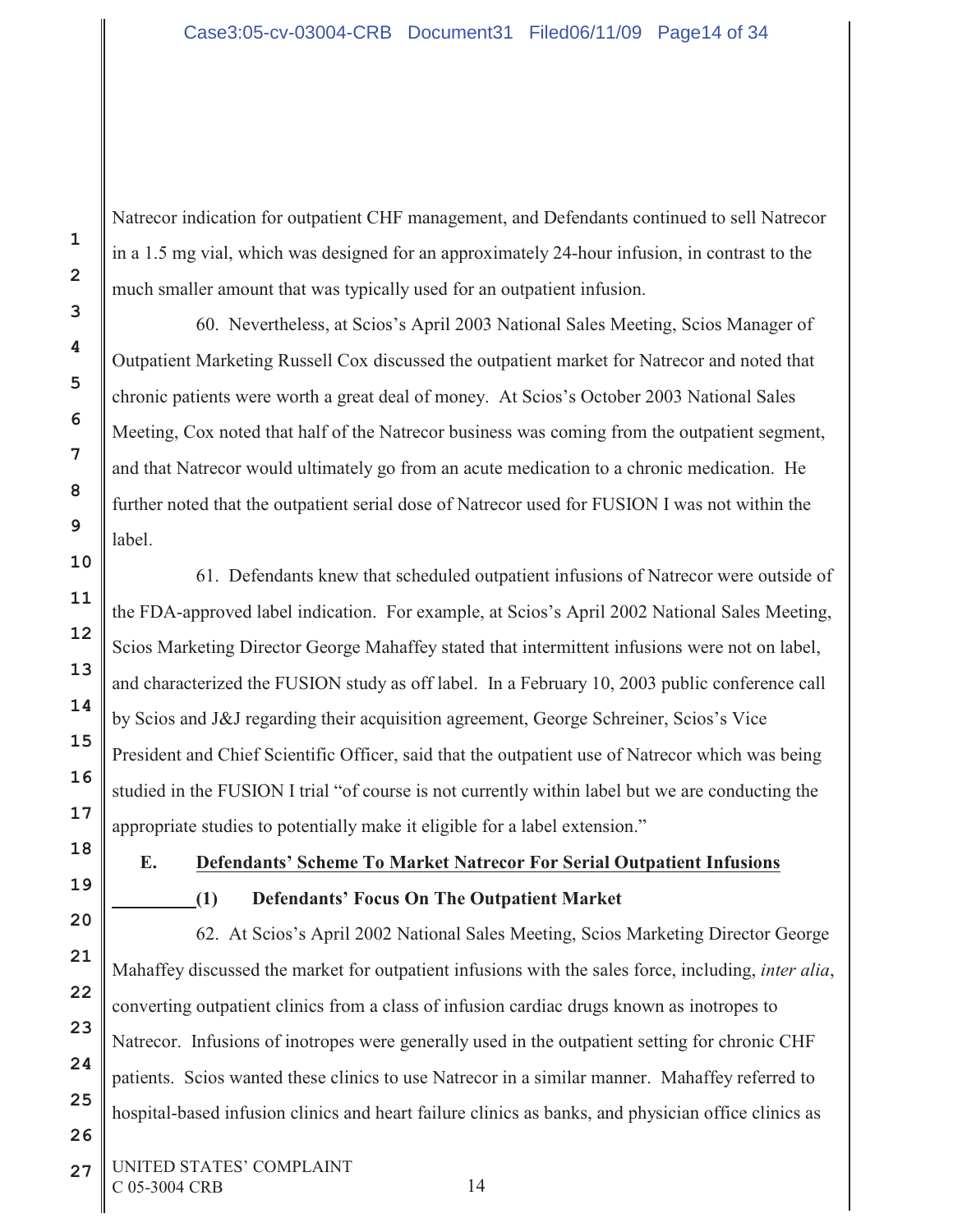Natrecor indication for outpatient CHF management, and Defendants continued to sell Natrecor in a 1.5 mg vial, which was designed for an approximately 24-hour infusion, in contrast to the much smaller amount that was typically used for an outpatient infusion.

60. Nevertheless, at Scios's April 2003 National Sales Meeting, Scios Manager of Outpatient Marketing Russell Cox discussed the outpatient market for Natrecor and noted that chronic patients were worth a great deal of money. At Scios's October 2003 National Sales Meeting, Cox noted that half of the Natrecor business was coming from the outpatient segment, and that Natrecor would ultimately go from an acute medication to a chronic medication. He further noted that the outpatient serial dose of Natrecor used for FUSION I was not within the label.

61. Defendants knew that scheduled outpatient infusions of Natrecor were outside of the FDA-approved label indication. For example, at Scios's April 2002 National Sales Meeting, Scios Marketing Director George Mahaffey stated that intermittent infusions were not on label, and characterized the FUSION study as off label. In a February 10, 2003 public conference call by Scios and J&J regarding their acquisition agreement, George Schreiner, Scios's Vice President and Chief Scientific Officer, said that the outpatient use of Natrecor which was being studied in the FUSION I trial "of course is not currently within label but we are conducting the appropriate studies to potentially make it eligible for a label extension."

### E. Defendants' Scheme To Market Natrecor For Serial Outpatient Infusions

#### (1) Defendants' Focus On The Outpatient Market

62. At Scios's April 2002 National Sales Meeting, Scios Marketing Director George Mahaffey discussed the market for outpatient infusions with the sales force, including, *inter alia*, converting outpatient clinics from a class of infusion cardiac drugs known as inotropes to Natrecor. Infusions of inotropes were generally used in the outpatient setting for chronic CHF patients. Scios wanted these clinics to use Natrecor in a similar manner. Mahaffey referred to hospital-based infusion clinics and heart failure clinics as banks, and physician office clinics as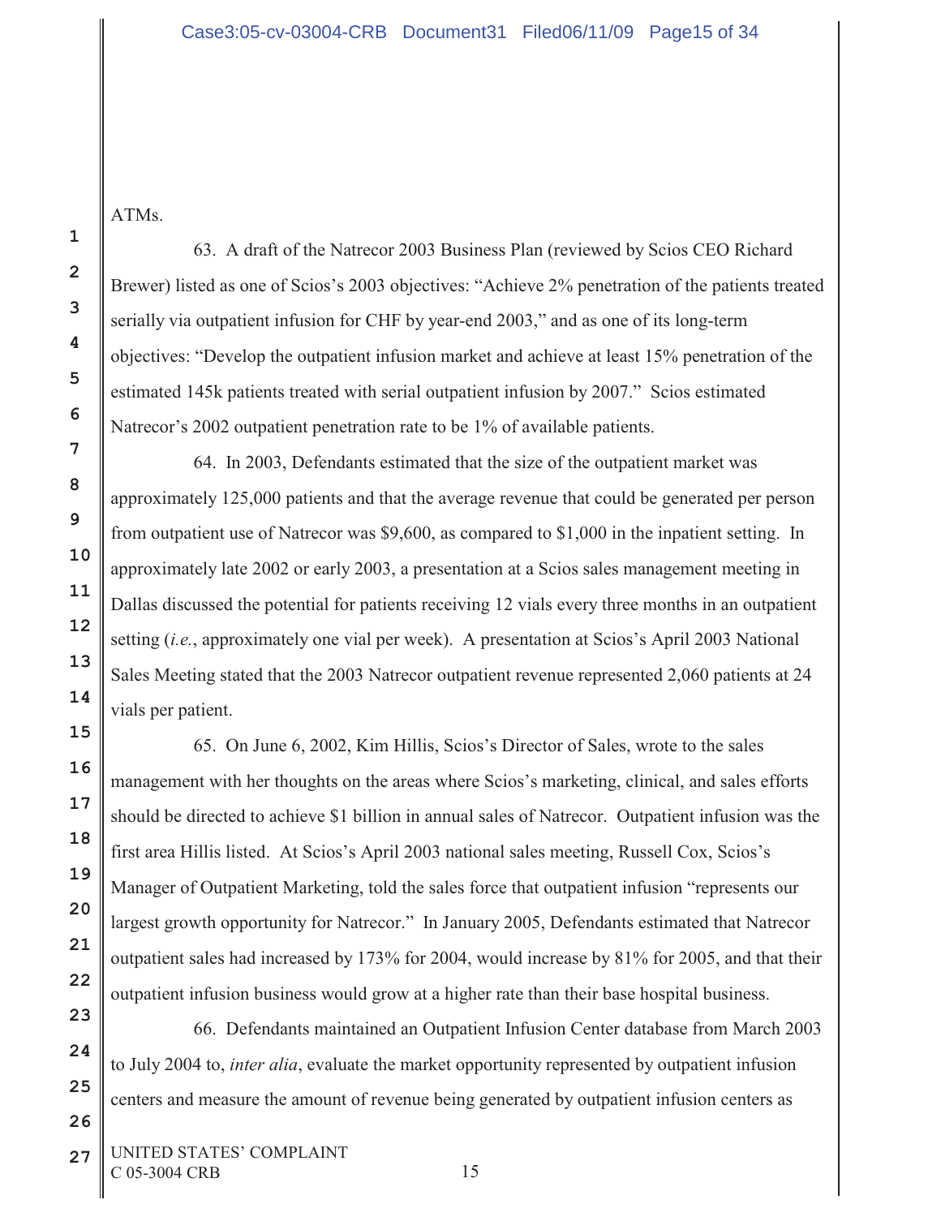ATMs.

63. A draft of the Natrecor 2003 Business Plan (reviewed by Scios CEO Richard Brewer) listed as one of Scios's 2003 objectives: "Achieve 2% penetration of the patients treated serially via outpatient infusion for CHF by year-end 2003," and as one of its long-term objectives: "Develop the outpatient infusion market and achieve at least 15% penetration of the estimated 145k patients treated with serial outpatient infusion by 2007." Scios estimated Natrecor's 2002 outpatient penetration rate to be 1% of available patients.

64. In 2003, Defendants estimated that the size of the outpatient market was approximately 125,000 patients and that the average revenue that could be generated per person from outpatient use of Natrecor was $9,600, as compared to $1,000 in the inpatient setting. In approximately late 2002 or early 2003, a presentation at a Scios sales management meeting in Dallas discussed the potential for patients receiving 12 vials every three months in an outpatient setting (*i.e.*, approximately one vial per week). A presentation at Scios's April 2003 National Sales Meeting stated that the 2003 Natrecor outpatient revenue represented 2,060 patients at 24 vials per patient.

65. On June 6, 2002, Kim Hillis, Scios's Director of Sales, wrote to the sales management with her thoughts on the areas where Scios's marketing, clinical, and sales efforts should be directed to achieve $1 billion in annual sales of Natrecor. Outpatient infusion was the first area Hillis listed. At Scios's April 2003 national sales meeting, Russell Cox, Scios's Manager of Outpatient Marketing, told the sales force that outpatient infusion "represents our largest growth opportunity for Natrecor." In January 2005, Defendants estimated that Natrecor outpatient sales had increased by 173% for 2004, would increase by 81% for 2005, and that their outpatient infusion business would grow at a higher rate than their base hospital business.

66. Defendants maintained an Outpatient Infusion Center database from March 2003 to July 2004 to, *inter alia*, evaluate the market opportunity represented by outpatient infusion centers and measure the amount of revenue being generated by outpatient infusion centers as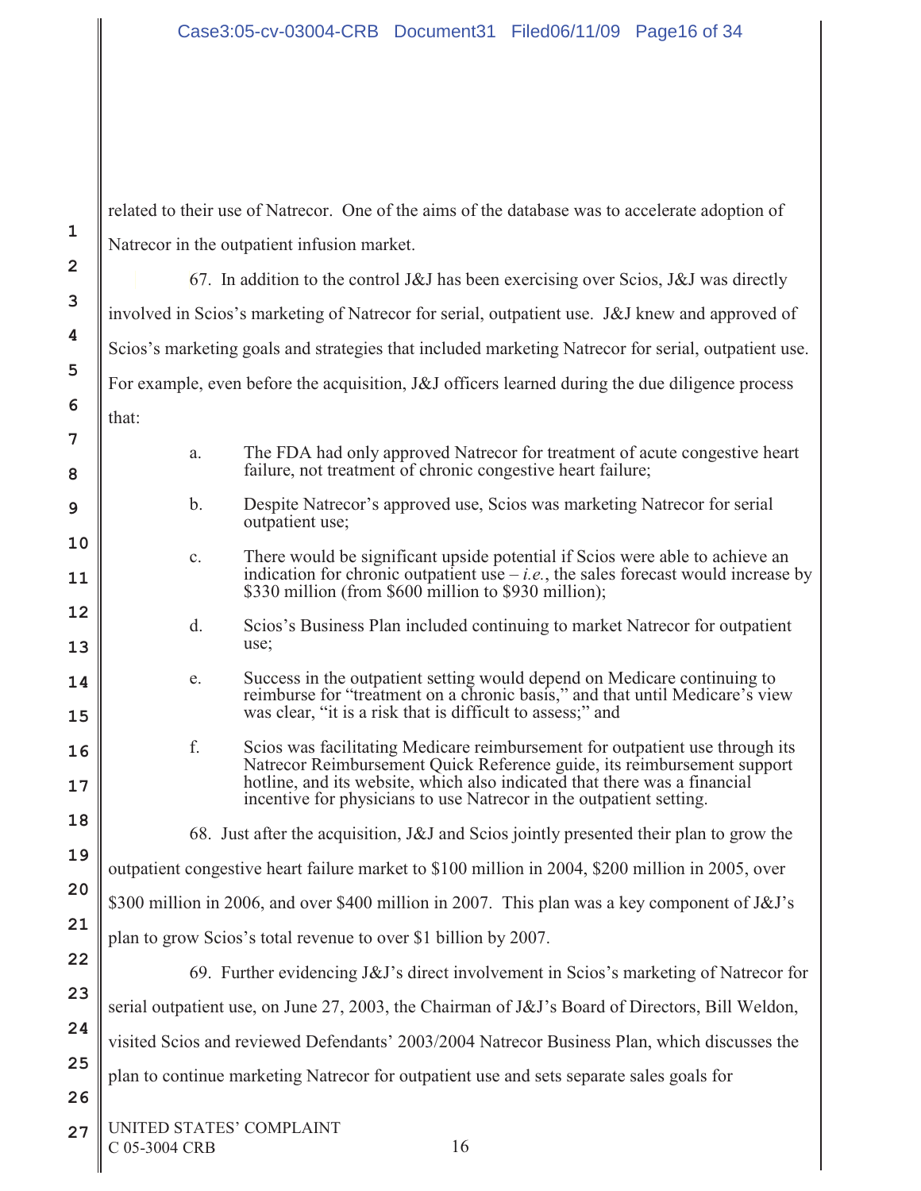related to their use of Natrecor. One of the aims of the database was to accelerate adoption of Natrecor in the outpatient infusion market.

67. In addition to the control J&J has been exercising over Scios, J&J was directly involved in Scios's marketing of Natrecor for serial, outpatient use. J&J knew and approved of Scios's marketing goals and strategies that included marketing Natrecor for serial, outpatient use. For example, even before the acquisition, J&J officers learned during the due diligence process that:

a. The FDA had only approved Natrecor for treatment of acute congestive heart failure, not treatment of chronic congestive heart failure;

b. Despite Natrecor's approved use, Scios was marketing Natrecor for serial outpatient use;

c. There would be significant upside potential if Scios were able to achieve an indication for chronic outpatient use – *i.e.*, the sales forecast would increase by $330 million (from $600 million to $930 million);

d. Scios's Business Plan included continuing to market Natrecor for outpatient use;

e. Success in the outpatient setting would depend on Medicare continuing to reimburse for "treatment on a chronic basis," and that until Medicare's view was clear, "it is a risk that is difficult to assess;" and

f. Scios was facilitating Medicare reimbursement for outpatient use through its Natrecor Reimbursement Quick Reference guide, its reimbursement support hotline, and its website, which also indicated that there was a financial incentive for physicians to use Natrecor in the outpatient setting.

68. Just after the acquisition, J&J and Scios jointly presented their plan to grow the outpatient congestive heart failure market to $100 million in 2004, $200 million in 2005, over $300 million in 2006, and over $400 million in 2007. This plan was a key component of J&J's plan to grow Scios's total revenue to over $1 billion by 2007.

69. Further evidencing J&J's direct involvement in Scios's marketing of Natrecor for serial outpatient use, on June 27, 2003, the Chairman of J&J's Board of Directors, Bill Weldon, visited Scios and reviewed Defendants' 2003/2004 Natrecor Business Plan, which discusses the plan to continue marketing Natrecor for outpatient use and sets separate sales goals for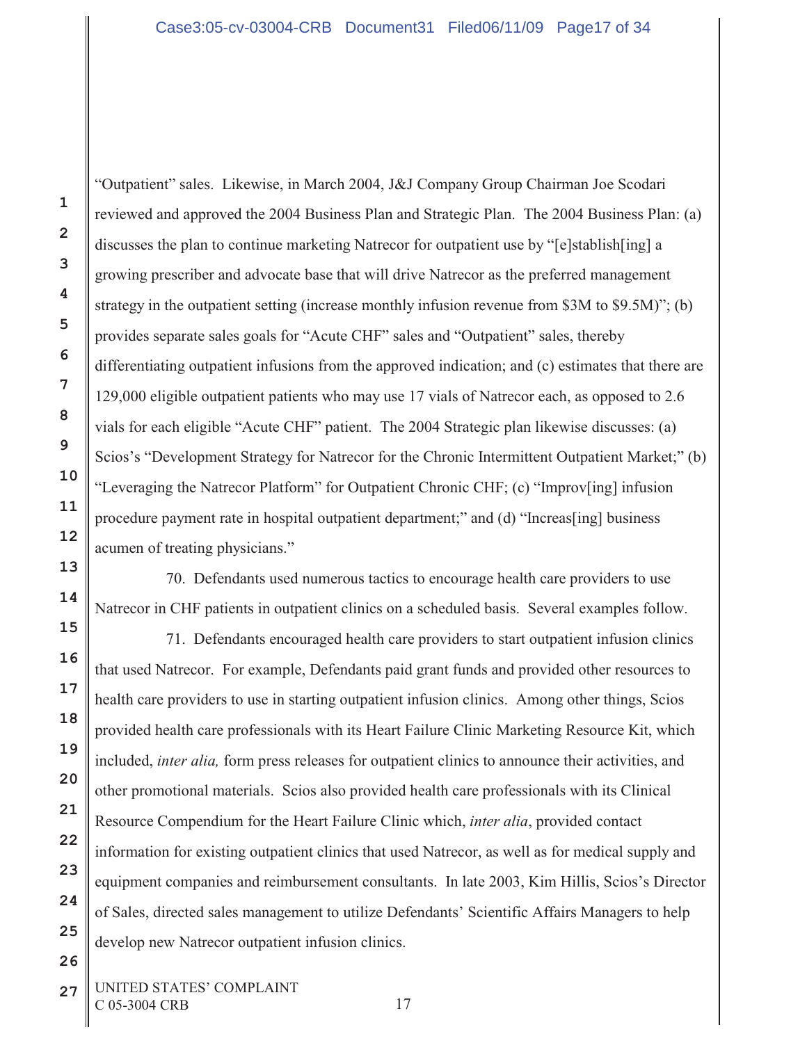"Outpatient" sales. Likewise, in March 2004, J&J Company Group Chairman Joe Scodari reviewed and approved the 2004 Business Plan and Strategic Plan. The 2004 Business Plan: (a) discusses the plan to continue marketing Natrecor for outpatient use by "[e]stablish[ing] a growing prescriber and advocate base that will drive Natrecor as the preferred management strategy in the outpatient setting (increase monthly infusion revenue from $3M to $9.5M)"; (b) provides separate sales goals for "Acute CHF" sales and "Outpatient" sales, thereby differentiating outpatient infusions from the approved indication; and (c) estimates that there are 129,000 eligible outpatient patients who may use 17 vials of Natrecor each, as opposed to 2.6 vials for each eligible "Acute CHF" patient. The 2004 Strategic plan likewise discusses: (a) Scios's "Development Strategy for Natrecor for the Chronic Intermittent Outpatient Market;" (b) "Leveraging the Natrecor Platform" for Outpatient Chronic CHF; (c) "Improv[ing] infusion procedure payment rate in hospital outpatient department;" and (d) "Increas[ing] business acumen of treating physicians."

70. Defendants used numerous tactics to encourage health care providers to use Natrecor in CHF patients in outpatient clinics on a scheduled basis. Several examples follow.

71. Defendants encouraged health care providers to start outpatient infusion clinics that used Natrecor. For example, Defendants paid grant funds and provided other resources to health care providers to use in starting outpatient infusion clinics. Among other things, Scios provided health care professionals with its Heart Failure Clinic Marketing Resource Kit, which included, *inter alia,* form press releases for outpatient clinics to announce their activities, and other promotional materials. Scios also provided health care professionals with its Clinical Resource Compendium for the Heart Failure Clinic which, *inter alia*, provided contact information for existing outpatient clinics that used Natrecor, as well as for medical supply and equipment companies and reimbursement consultants. In late 2003, Kim Hillis, Scios's Director of Sales, directed sales management to utilize Defendants' Scientific Affairs Managers to help develop new Natrecor outpatient infusion clinics.

UNITED STATES' COMPLAINT
C 05-3004 CRB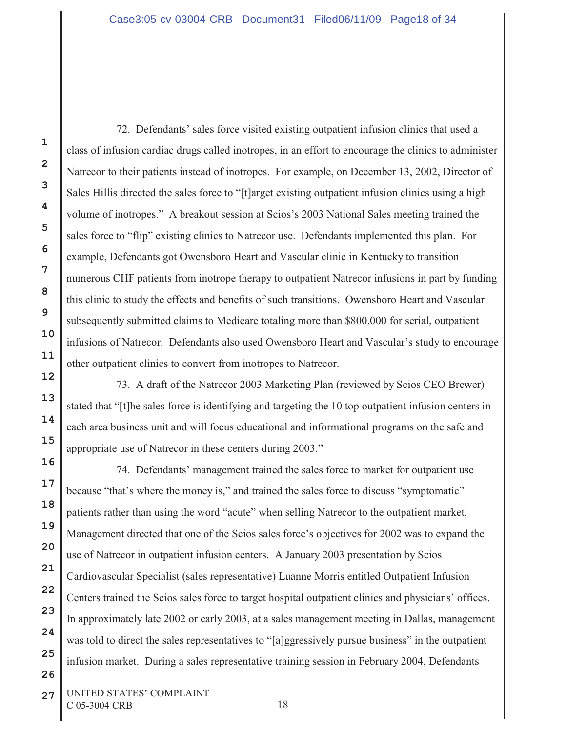72. Defendants' sales force visited existing outpatient infusion clinics that used a class of infusion cardiac drugs called inotropes, in an effort to encourage the clinics to administer Natrecor to their patients instead of inotropes. For example, on December 13, 2002, Director of Sales Hillis directed the sales force to "[t]arget existing outpatient infusion clinics using a high volume of inotropes." A breakout session at Scios's 2003 National Sales meeting trained the sales force to "flip" existing clinics to Natrecor use. Defendants implemented this plan. For example, Defendants got Owensboro Heart and Vascular clinic in Kentucky to transition numerous CHF patients from inotrope therapy to outpatient Natrecor infusions in part by funding this clinic to study the effects and benefits of such transitions. Owensboro Heart and Vascular subsequently submitted claims to Medicare totaling more than $800,000 for serial, outpatient infusions of Natrecor. Defendants also used Owensboro Heart and Vascular's study to encourage other outpatient clinics to convert from inotropes to Natrecor.

73. A draft of the Natrecor 2003 Marketing Plan (reviewed by Scios CEO Brewer) stated that "[t]he sales force is identifying and targeting the 10 top outpatient infusion centers in each area business unit and will focus educational and informational programs on the safe and appropriate use of Natrecor in these centers during 2003."

74. Defendants' management trained the sales force to market for outpatient use because "that's where the money is," and trained the sales force to discuss "symptomatic" patients rather than using the word "acute" when selling Natrecor to the outpatient market. Management directed that one of the Scios sales force's objectives for 2002 was to expand the use of Natrecor in outpatient infusion centers. A January 2003 presentation by Scios Cardiovascular Specialist (sales representative) Luanne Morris entitled Outpatient Infusion Centers trained the Scios sales force to target hospital outpatient clinics and physicians' offices. In approximately late 2002 or early 2003, at a sales management meeting in Dallas, management was told to direct the sales representatives to "[a]ggressively pursue business" in the outpatient infusion market. During a sales representative training session in February 2004, Defendants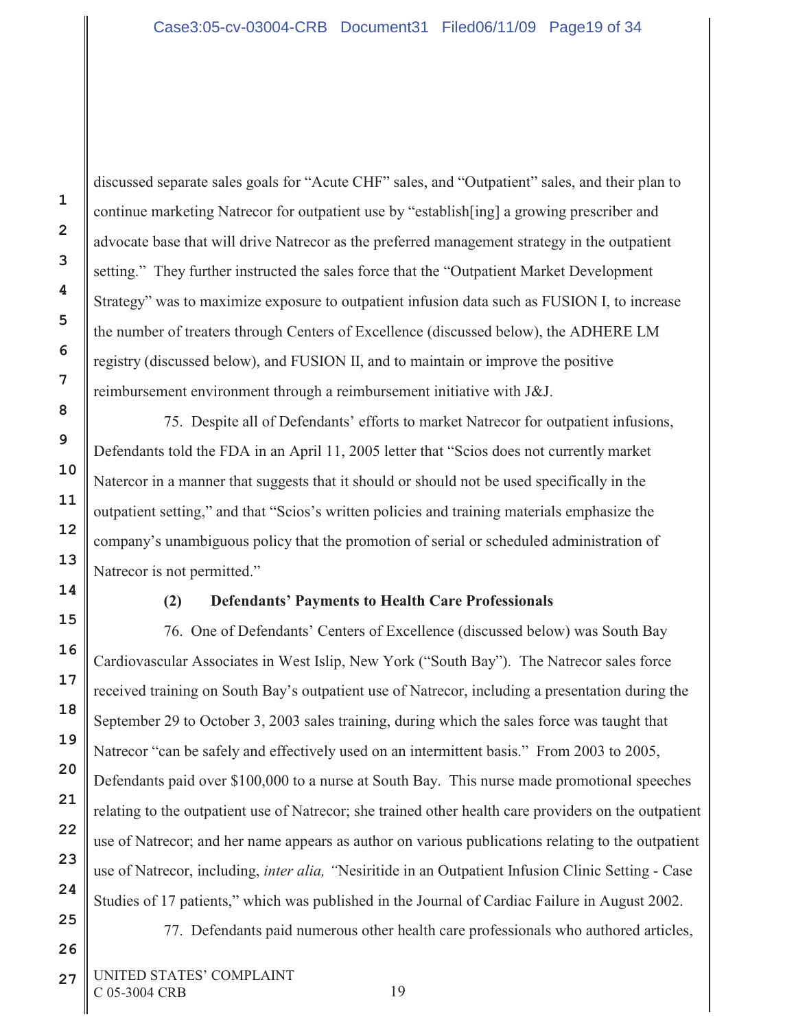discussed separate sales goals for "Acute CHF" sales, and "Outpatient" sales, and their plan to continue marketing Natrecor for outpatient use by "establish[ing] a growing prescriber and advocate base that will drive Natrecor as the preferred management strategy in the outpatient setting." They further instructed the sales force that the "Outpatient Market Development Strategy" was to maximize exposure to outpatient infusion data such as FUSION I, to increase the number of treaters through Centers of Excellence (discussed below), the ADHERE LM registry (discussed below), and FUSION II, and to maintain or improve the positive reimbursement environment through a reimbursement initiative with J&J.

75. Despite all of Defendants' efforts to market Natrecor for outpatient infusions, Defendants told the FDA in an April 11, 2005 letter that "Scios does not currently market Natercor in a manner that suggests that it should or should not be used specifically in the outpatient setting," and that "Scios's written policies and training materials emphasize the company's unambiguous policy that the promotion of serial or scheduled administration of Natrecor is not permitted."

**(2) Defendants' Payments to Health Care Professionals**

76. One of Defendants' Centers of Excellence (discussed below) was South Bay Cardiovascular Associates in West Islip, New York ("South Bay"). The Natrecor sales force received training on South Bay's outpatient use of Natrecor, including a presentation during the September 29 to October 3, 2003 sales training, during which the sales force was taught that Natrecor "can be safely and effectively used on an intermittent basis." From 2003 to 2005, Defendants paid over $100,000 to a nurse at South Bay. This nurse made promotional speeches relating to the outpatient use of Natrecor; she trained other health care providers on the outpatient use of Natrecor; and her name appears as author on various publications relating to the outpatient use of Natrecor, including, *inter alia, "*Nesiritide in an Outpatient Infusion Clinic Setting - Case Studies of 17 patients," which was published in the Journal of Cardiac Failure in August 2002.

77. Defendants paid numerous other health care professionals who authored articles,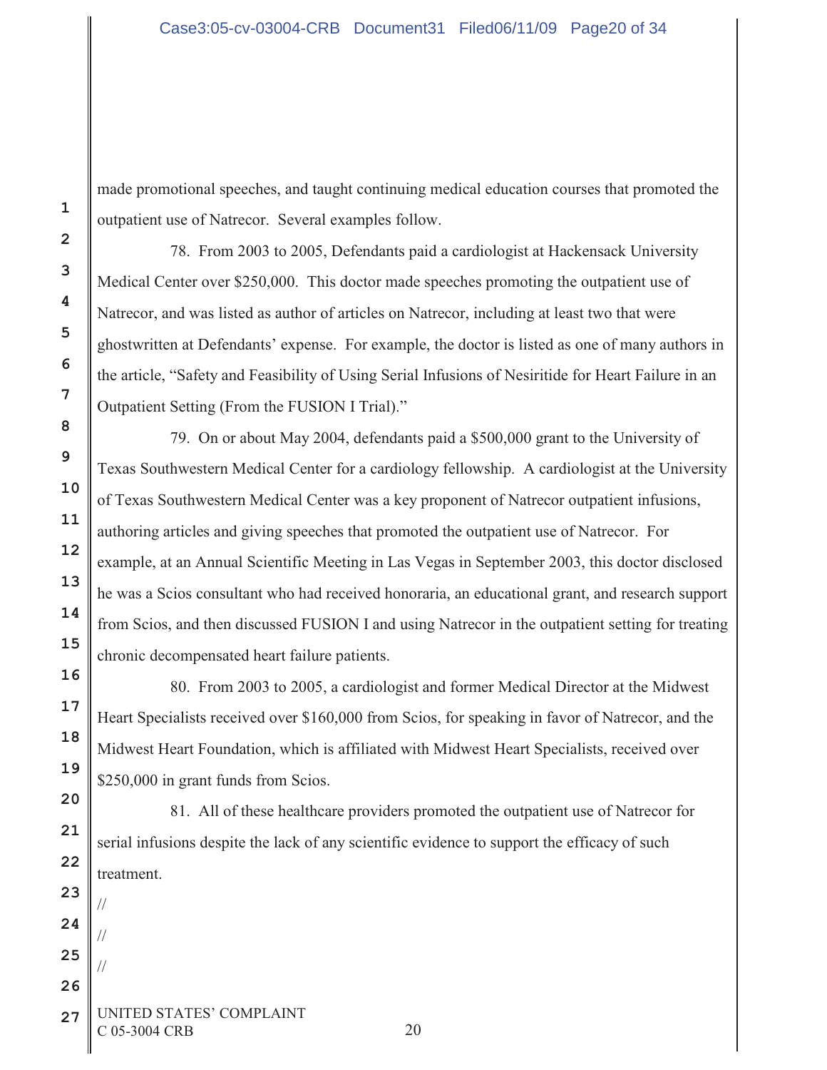made promotional speeches, and taught continuing medical education courses that promoted the outpatient use of Natrecor. Several examples follow.

78. From 2003 to 2005, Defendants paid a cardiologist at Hackensack University Medical Center over $250,000. This doctor made speeches promoting the outpatient use of Natrecor, and was listed as author of articles on Natrecor, including at least two that were ghostwritten at Defendants' expense. For example, the doctor is listed as one of many authors in the article, "Safety and Feasibility of Using Serial Infusions of Nesiritide for Heart Failure in an Outpatient Setting (From the FUSION I Trial)."

79. On or about May 2004, defendants paid a $500,000 grant to the University of Texas Southwestern Medical Center for a cardiology fellowship. A cardiologist at the University of Texas Southwestern Medical Center was a key proponent of Natrecor outpatient infusions, authoring articles and giving speeches that promoted the outpatient use of Natrecor. For example, at an Annual Scientific Meeting in Las Vegas in September 2003, this doctor disclosed he was a Scios consultant who had received honoraria, an educational grant, and research support from Scios, and then discussed FUSION I and using Natrecor in the outpatient setting for treating chronic decompensated heart failure patients.

80. From 2003 to 2005, a cardiologist and former Medical Director at the Midwest Heart Specialists received over $160,000 from Scios, for speaking in favor of Natrecor, and the Midwest Heart Foundation, which is affiliated with Midwest Heart Specialists, received over $250,000 in grant funds from Scios.

81. All of these healthcare providers promoted the outpatient use of Natrecor for serial infusions despite the lack of any scientific evidence to support the efficacy of such treatment.

//

//

//

UNITED STATES' COMPLAINT
C 05-3004 CRB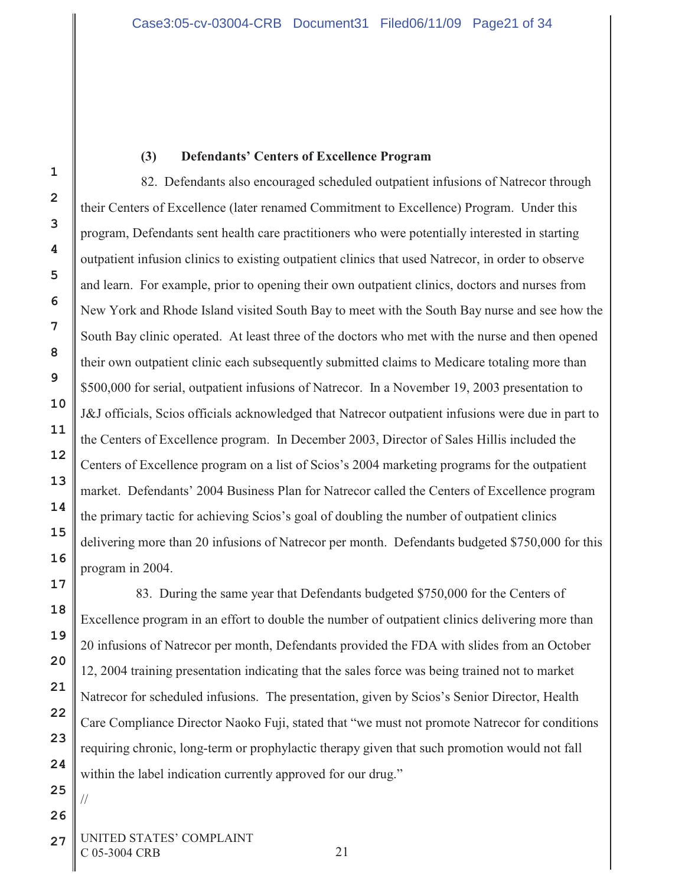### (3) Defendants' Centers of Excellence Program

82. Defendants also encouraged scheduled outpatient infusions of Natrecor through their Centers of Excellence (later renamed Commitment to Excellence) Program. Under this program, Defendants sent health care practitioners who were potentially interested in starting outpatient infusion clinics to existing outpatient clinics that used Natrecor, in order to observe and learn. For example, prior to opening their own outpatient clinics, doctors and nurses from New York and Rhode Island visited South Bay to meet with the South Bay nurse and see how the South Bay clinic operated. At least three of the doctors who met with the nurse and then opened their own outpatient clinic each subsequently submitted claims to Medicare totaling more than $500,000 for serial, outpatient infusions of Natrecor. In a November 19, 2003 presentation to J&J officials, Scios officials acknowledged that Natrecor outpatient infusions were due in part to the Centers of Excellence program. In December 2003, Director of Sales Hillis included the Centers of Excellence program on a list of Scios's 2004 marketing programs for the outpatient market. Defendants' 2004 Business Plan for Natrecor called the Centers of Excellence program the primary tactic for achieving Scios's goal of doubling the number of outpatient clinics delivering more than 20 infusions of Natrecor per month. Defendants budgeted $750,000 for this program in 2004.

83. During the same year that Defendants budgeted $750,000 for the Centers of Excellence program in an effort to double the number of outpatient clinics delivering more than 20 infusions of Natrecor per month, Defendants provided the FDA with slides from an October 12, 2004 training presentation indicating that the sales force was being trained not to market Natrecor for scheduled infusions. The presentation, given by Scios's Senior Director, Health Care Compliance Director Naoko Fuji, stated that "we must not promote Natrecor for conditions requiring chronic, long-term or prophylactic therapy given that such promotion would not fall within the label indication currently approved for our drug."

//

UNITED STATES' COMPLAINT
C 05-3004 CRB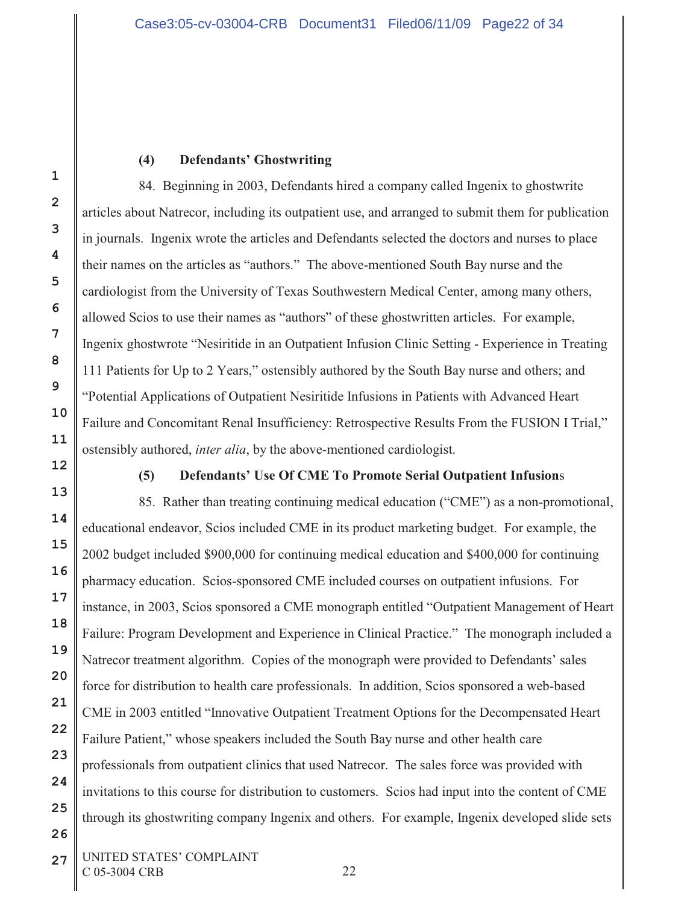**(4) Defendants' Ghostwriting**

84. Beginning in 2003, Defendants hired a company called Ingenix to ghostwrite articles about Natrecor, including its outpatient use, and arranged to submit them for publication in journals. Ingenix wrote the articles and Defendants selected the doctors and nurses to place their names on the articles as "authors." The above-mentioned South Bay nurse and the cardiologist from the University of Texas Southwestern Medical Center, among many others, allowed Scios to use their names as "authors" of these ghostwritten articles. For example, Ingenix ghostwrote "Nesiritide in an Outpatient Infusion Clinic Setting - Experience in Treating 111 Patients for Up to 2 Years," ostensibly authored by the South Bay nurse and others; and "Potential Applications of Outpatient Nesiritide Infusions in Patients with Advanced Heart Failure and Concomitant Renal Insufficiency: Retrospective Results From the FUSION I Trial," ostensibly authored, *inter alia*, by the above-mentioned cardiologist.

**(5) Defendants' Use Of CME To Promote Serial Outpatient Infusions**

85. Rather than treating continuing medical education ("CME") as a non-promotional, educational endeavor, Scios included CME in its product marketing budget. For example, the 2002 budget included $900,000 for continuing medical education and $400,000 for continuing pharmacy education. Scios-sponsored CME included courses on outpatient infusions. For instance, in 2003, Scios sponsored a CME monograph entitled "Outpatient Management of Heart Failure: Program Development and Experience in Clinical Practice." The monograph included a Natrecor treatment algorithm. Copies of the monograph were provided to Defendants' sales force for distribution to health care professionals. In addition, Scios sponsored a web-based CME in 2003 entitled "Innovative Outpatient Treatment Options for the Decompensated Heart Failure Patient," whose speakers included the South Bay nurse and other health care professionals from outpatient clinics that used Natrecor. The sales force was provided with invitations to this course for distribution to customers. Scios had input into the content of CME through its ghostwriting company Ingenix and others. For example, Ingenix developed slide sets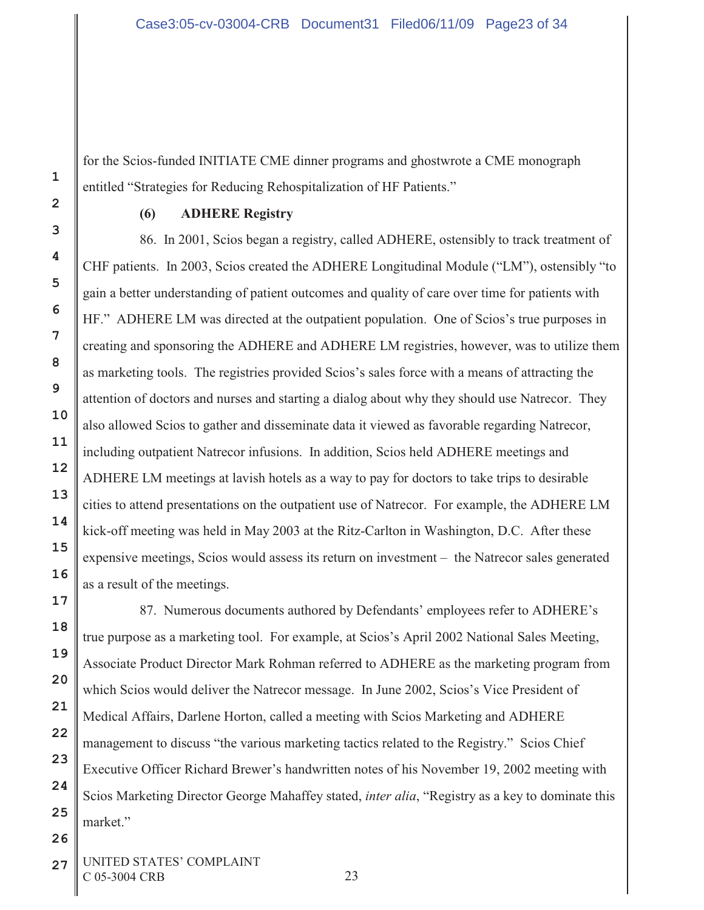for the Scios-funded INITIATE CME dinner programs and ghostwrote a CME monograph entitled "Strategies for Reducing Rehospitalization of HF Patients."

**(6) ADHERE Registry**

86. In 2001, Scios began a registry, called ADHERE, ostensibly to track treatment of CHF patients. In 2003, Scios created the ADHERE Longitudinal Module ("LM"), ostensibly "to gain a better understanding of patient outcomes and quality of care over time for patients with HF." ADHERE LM was directed at the outpatient population. One of Scios's true purposes in creating and sponsoring the ADHERE and ADHERE LM registries, however, was to utilize them as marketing tools. The registries provided Scios's sales force with a means of attracting the attention of doctors and nurses and starting a dialog about why they should use Natrecor. They also allowed Scios to gather and disseminate data it viewed as favorable regarding Natrecor, including outpatient Natrecor infusions. In addition, Scios held ADHERE meetings and ADHERE LM meetings at lavish hotels as a way to pay for doctors to take trips to desirable cities to attend presentations on the outpatient use of Natrecor. For example, the ADHERE LM kick-off meeting was held in May 2003 at the Ritz-Carlton in Washington, D.C. After these expensive meetings, Scios would assess its return on investment – the Natrecor sales generated as a result of the meetings.

87. Numerous documents authored by Defendants' employees refer to ADHERE's true purpose as a marketing tool. For example, at Scios's April 2002 National Sales Meeting, Associate Product Director Mark Rohman referred to ADHERE as the marketing program from which Scios would deliver the Natrecor message. In June 2002, Scios's Vice President of Medical Affairs, Darlene Horton, called a meeting with Scios Marketing and ADHERE management to discuss "the various marketing tactics related to the Registry." Scios Chief Executive Officer Richard Brewer's handwritten notes of his November 19, 2002 meeting with Scios Marketing Director George Mahaffey stated, *inter alia*, "Registry as a key to dominate this market."

UNITED STATES' COMPLAINT
C 05-3004 CRB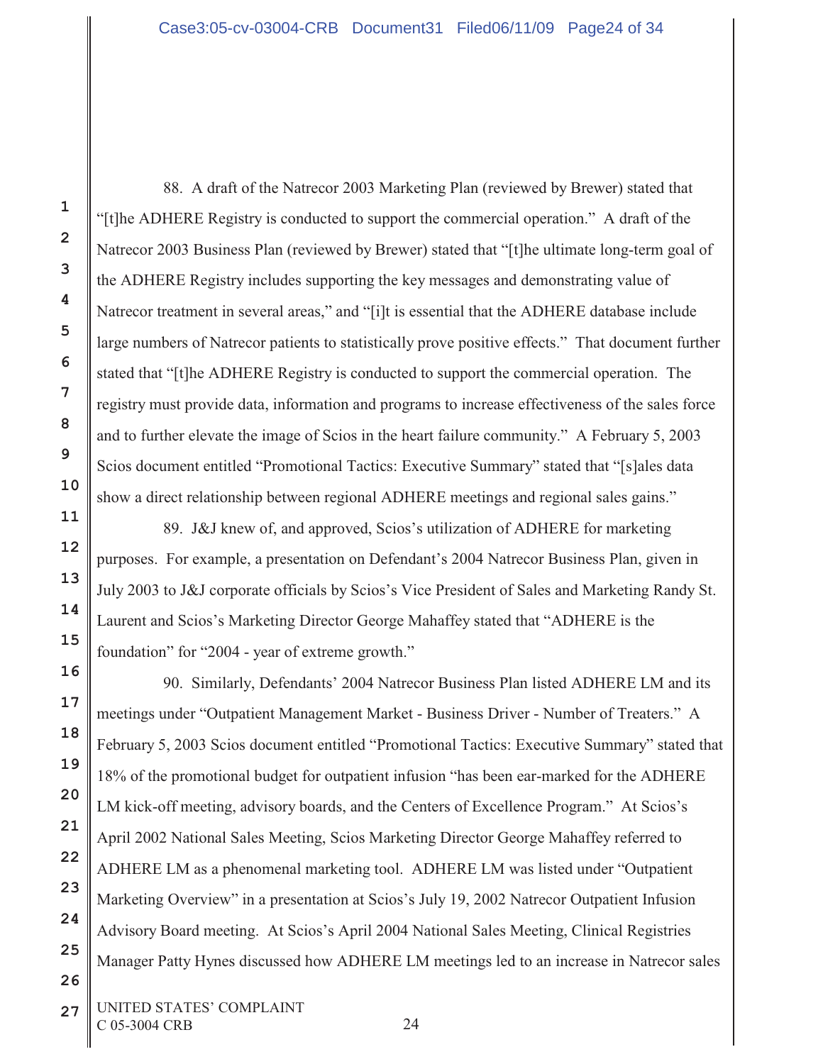88. A draft of the Natrecor 2003 Marketing Plan (reviewed by Brewer) stated that "[t]he ADHERE Registry is conducted to support the commercial operation." A draft of the Natrecor 2003 Business Plan (reviewed by Brewer) stated that "[t]he ultimate long-term goal of the ADHERE Registry includes supporting the key messages and demonstrating value of Natrecor treatment in several areas," and "[i]t is essential that the ADHERE database include large numbers of Natrecor patients to statistically prove positive effects." That document further stated that "[t]he ADHERE Registry is conducted to support the commercial operation. The registry must provide data, information and programs to increase effectiveness of the sales force and to further elevate the image of Scios in the heart failure community." A February 5, 2003 Scios document entitled "Promotional Tactics: Executive Summary" stated that "[s]ales data show a direct relationship between regional ADHERE meetings and regional sales gains."

89. J&J knew of, and approved, Scios's utilization of ADHERE for marketing purposes. For example, a presentation on Defendant's 2004 Natrecor Business Plan, given in July 2003 to J&J corporate officials by Scios's Vice President of Sales and Marketing Randy St. Laurent and Scios's Marketing Director George Mahaffey stated that "ADHERE is the foundation" for "2004 - year of extreme growth."

90. Similarly, Defendants' 2004 Natrecor Business Plan listed ADHERE LM and its meetings under "Outpatient Management Market - Business Driver - Number of Treaters." A February 5, 2003 Scios document entitled "Promotional Tactics: Executive Summary" stated that 18% of the promotional budget for outpatient infusion "has been ear-marked for the ADHERE LM kick-off meeting, advisory boards, and the Centers of Excellence Program." At Scios's April 2002 National Sales Meeting, Scios Marketing Director George Mahaffey referred to ADHERE LM as a phenomenal marketing tool. ADHERE LM was listed under "Outpatient Marketing Overview" in a presentation at Scios's July 19, 2002 Natrecor Outpatient Infusion Advisory Board meeting. At Scios's April 2004 National Sales Meeting, Clinical Registries Manager Patty Hynes discussed how ADHERE LM meetings led to an increase in Natrecor sales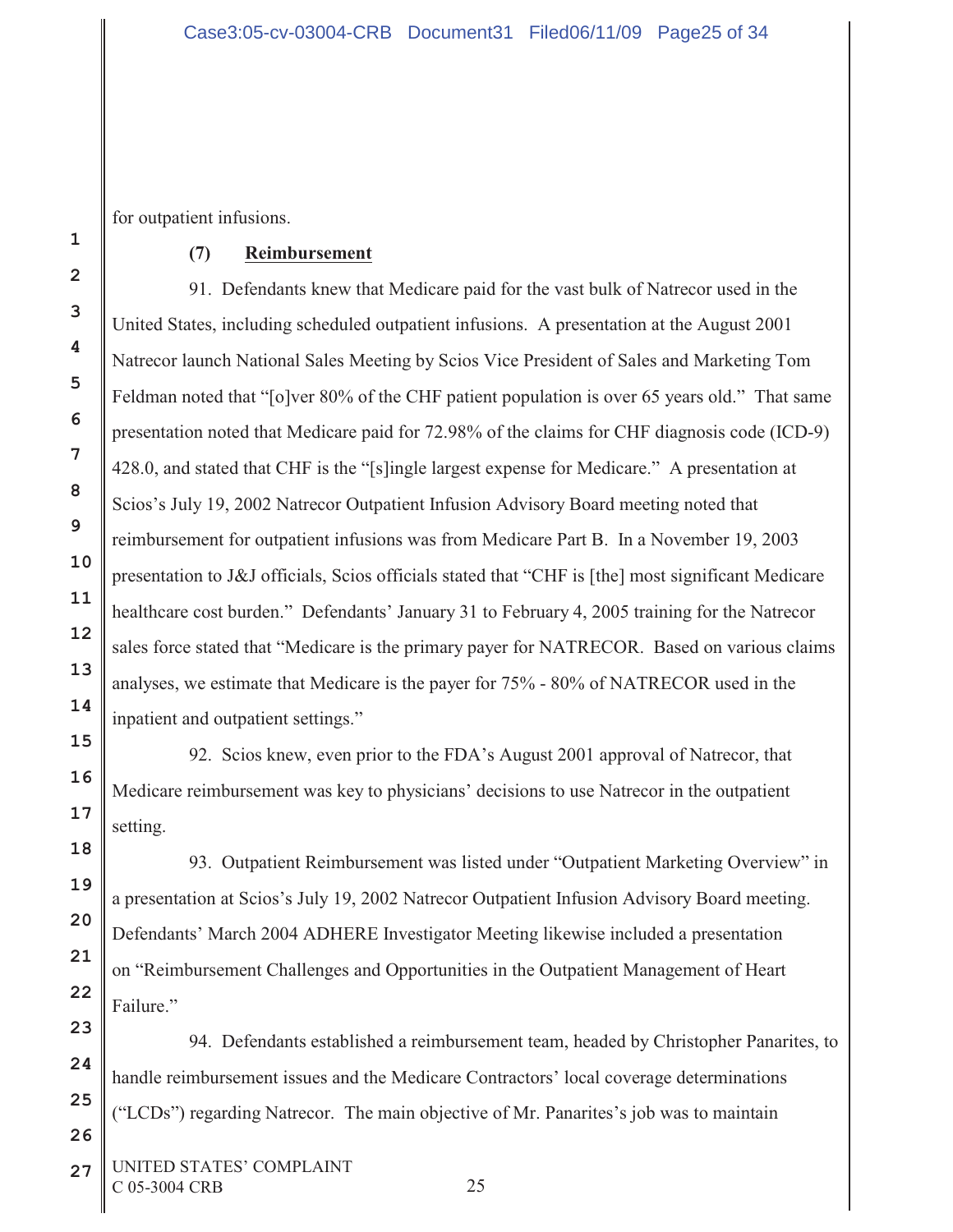for outpatient infusions.

**(7) <u>Reimbursement</u>**

91. Defendants knew that Medicare paid for the vast bulk of Natrecor used in the United States, including scheduled outpatient infusions. A presentation at the August 2001 Natrecor launch National Sales Meeting by Scios Vice President of Sales and Marketing Tom Feldman noted that "[o]ver 80% of the CHF patient population is over 65 years old." That same presentation noted that Medicare paid for 72.98% of the claims for CHF diagnosis code (ICD-9) 428.0, and stated that CHF is the "[s]ingle largest expense for Medicare." A presentation at Scios's July 19, 2002 Natrecor Outpatient Infusion Advisory Board meeting noted that reimbursement for outpatient infusions was from Medicare Part B. In a November 19, 2003 presentation to J&J officials, Scios officials stated that "CHF is [the] most significant Medicare healthcare cost burden." Defendants' January 31 to February 4, 2005 training for the Natrecor sales force stated that "Medicare is the primary payer for NATRECOR. Based on various claims analyses, we estimate that Medicare is the payer for 75% - 80% of NATRECOR used in the inpatient and outpatient settings."

92. Scios knew, even prior to the FDA's August 2001 approval of Natrecor, that Medicare reimbursement was key to physicians' decisions to use Natrecor in the outpatient setting.

93. Outpatient Reimbursement was listed under "Outpatient Marketing Overview" in a presentation at Scios's July 19, 2002 Natrecor Outpatient Infusion Advisory Board meeting. Defendants' March 2004 ADHERE Investigator Meeting likewise included a presentation on "Reimbursement Challenges and Opportunities in the Outpatient Management of Heart Failure."

94. Defendants established a reimbursement team, headed by Christopher Panarites, to handle reimbursement issues and the Medicare Contractors' local coverage determinations ("LCDs") regarding Natrecor. The main objective of Mr. Panarites's job was to maintain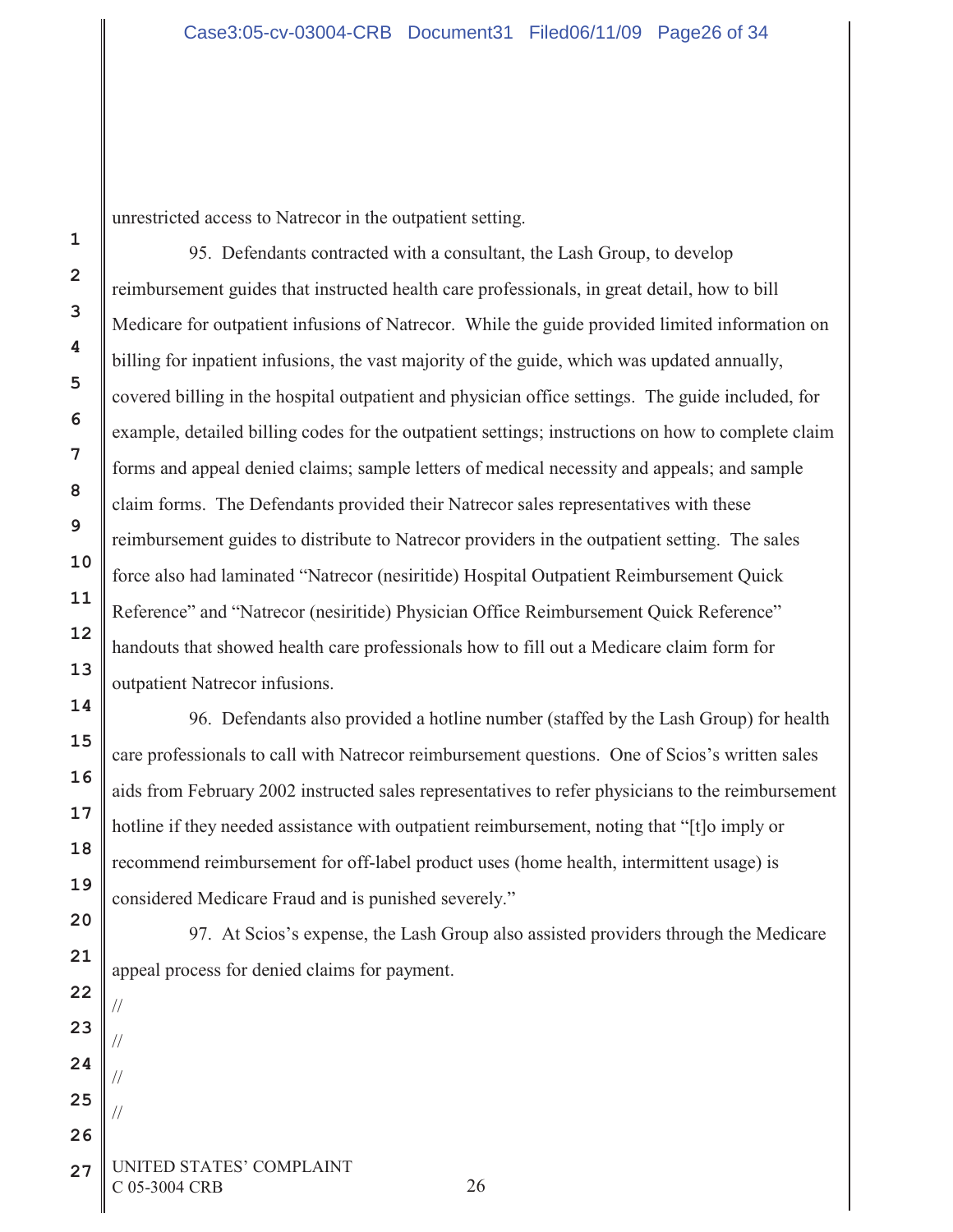unrestricted access to Natrecor in the outpatient setting.

95. Defendants contracted with a consultant, the Lash Group, to develop reimbursement guides that instructed health care professionals, in great detail, how to bill Medicare for outpatient infusions of Natrecor. While the guide provided limited information on billing for inpatient infusions, the vast majority of the guide, which was updated annually, covered billing in the hospital outpatient and physician office settings. The guide included, for example, detailed billing codes for the outpatient settings; instructions on how to complete claim forms and appeal denied claims; sample letters of medical necessity and appeals; and sample claim forms. The Defendants provided their Natrecor sales representatives with these reimbursement guides to distribute to Natrecor providers in the outpatient setting. The sales force also had laminated "Natrecor (nesiritide) Hospital Outpatient Reimbursement Quick Reference" and "Natrecor (nesiritide) Physician Office Reimbursement Quick Reference" handouts that showed health care professionals how to fill out a Medicare claim form for outpatient Natrecor infusions.

96. Defendants also provided a hotline number (staffed by the Lash Group) for health care professionals to call with Natrecor reimbursement questions. One of Scios's written sales aids from February 2002 instructed sales representatives to refer physicians to the reimbursement hotline if they needed assistance with outpatient reimbursement, noting that "[t]o imply or recommend reimbursement for off-label product uses (home health, intermittent usage) is considered Medicare Fraud and is punished severely."

97. At Scios's expense, the Lash Group also assisted providers through the Medicare appeal process for denied claims for payment.

//

//

//

//

UNITED STATES' COMPLAINT
C 05-3004 CRB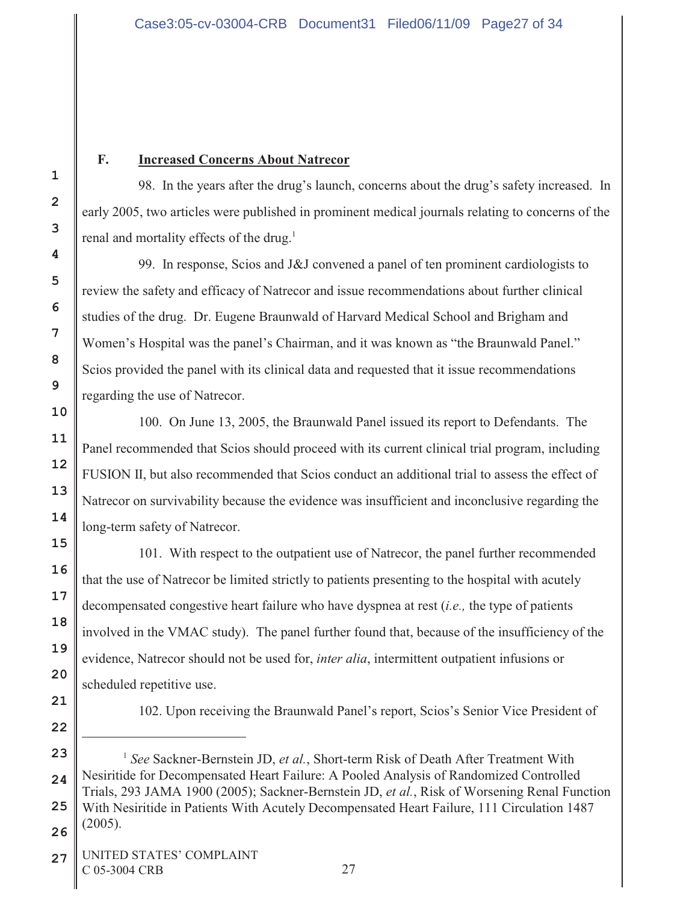### F. <u>Increased Concerns About Natrecor</u>

98. In the years after the drug's launch, concerns about the drug's safety increased. In early 2005, two articles were published in prominent medical journals relating to concerns of the renal and mortality effects of the drug.[1]

99. In response, Scios and J&J convened a panel of ten prominent cardiologists to review the safety and efficacy of Natrecor and issue recommendations about further clinical studies of the drug. Dr. Eugene Braunwald of Harvard Medical School and Brigham and Women's Hospital was the panel's Chairman, and it was known as "the Braunwald Panel." Scios provided the panel with its clinical data and requested that it issue recommendations regarding the use of Natrecor.

100. On June 13, 2005, the Braunwald Panel issued its report to Defendants. The Panel recommended that Scios should proceed with its current clinical trial program, including FUSION II, but also recommended that Scios conduct an additional trial to assess the effect of Natrecor on survivability because the evidence was insufficient and inconclusive regarding the long-term safety of Natrecor.

101. With respect to the outpatient use of Natrecor, the panel further recommended that the use of Natrecor be limited strictly to patients presenting to the hospital with acutely decompensated congestive heart failure who have dyspnea at rest (*i.e.,* the type of patients involved in the VMAC study). The panel further found that, because of the insufficiency of the evidence, Natrecor should not be used for, *inter alia*, intermittent outpatient infusions or scheduled repetitive use.

102. Upon receiving the Braunwald Panel's report, Scios's Senior Vice President of

---

[1] *See* Sackner-Bernstein JD, *et al.*, Short-term Risk of Death After Treatment With Nesiritide for Decompensated Heart Failure: A Pooled Analysis of Randomized Controlled Trials, 293 JAMA 1900 (2005); Sackner-Bernstein JD, *et al.*, Risk of Worsening Renal Function With Nesiritide in Patients With Acutely Decompensated Heart Failure, 111 Circulation 1487 (2005).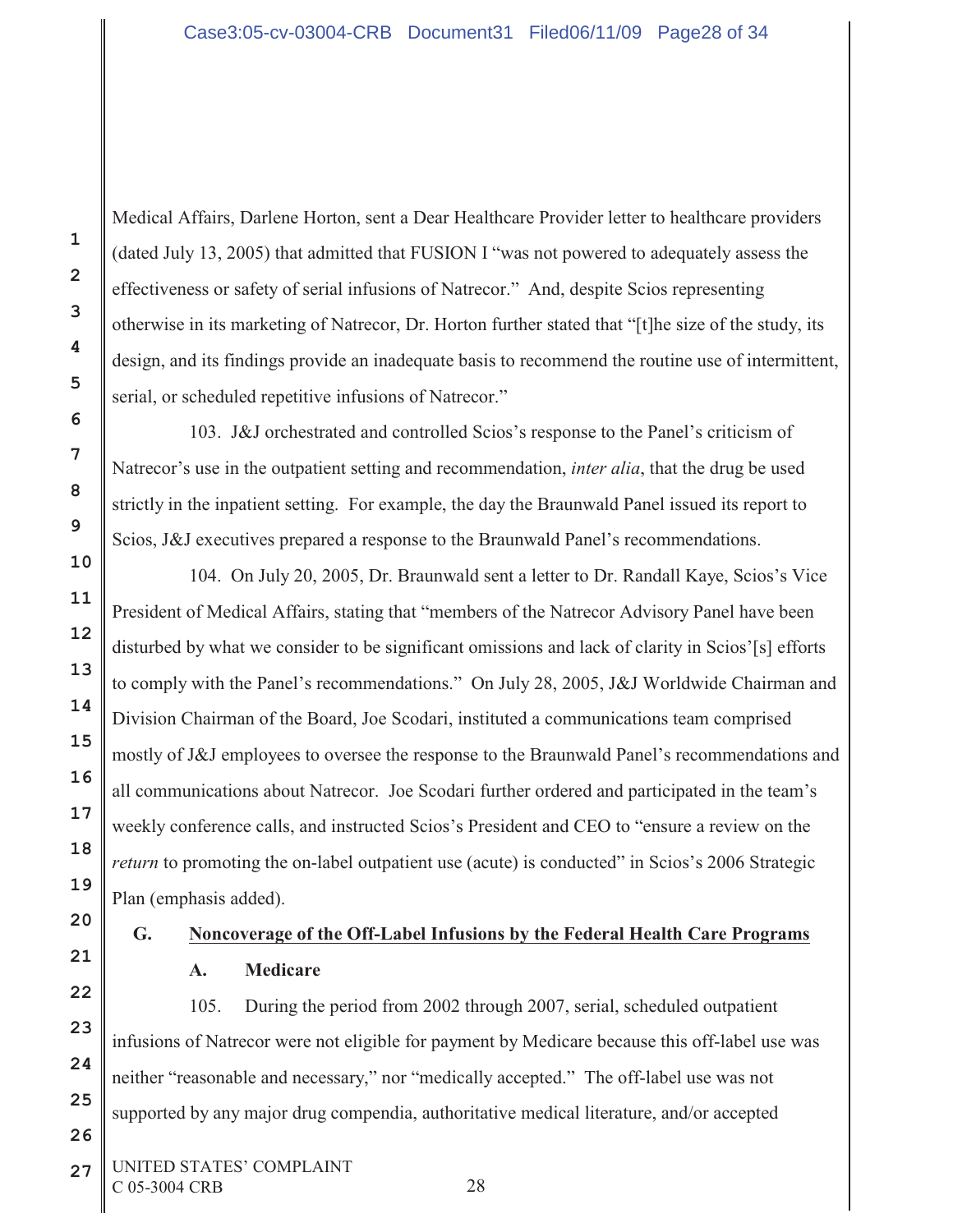Medical Affairs, Darlene Horton, sent a Dear Healthcare Provider letter to healthcare providers (dated July 13, 2005) that admitted that FUSION I "was not powered to adequately assess the effectiveness or safety of serial infusions of Natrecor." And, despite Scios representing otherwise in its marketing of Natrecor, Dr. Horton further stated that "[t]he size of the study, its design, and its findings provide an inadequate basis to recommend the routine use of intermittent, serial, or scheduled repetitive infusions of Natrecor."

103. J&J orchestrated and controlled Scios's response to the Panel's criticism of Natrecor's use in the outpatient setting and recommendation, *inter alia*, that the drug be used strictly in the inpatient setting. For example, the day the Braunwald Panel issued its report to Scios, J&J executives prepared a response to the Braunwald Panel's recommendations.

104. On July 20, 2005, Dr. Braunwald sent a letter to Dr. Randall Kaye, Scios's Vice President of Medical Affairs, stating that "members of the Natrecor Advisory Panel have been disturbed by what we consider to be significant omissions and lack of clarity in Scios'[s] efforts to comply with the Panel's recommendations." On July 28, 2005, J&J Worldwide Chairman and Division Chairman of the Board, Joe Scodari, instituted a communications team comprised mostly of J&J employees to oversee the response to the Braunwald Panel's recommendations and all communications about Natrecor. Joe Scodari further ordered and participated in the team's weekly conference calls, and instructed Scios's President and CEO to "ensure a review on the *return* to promoting the on-label outpatient use (acute) is conducted" in Scios's 2006 Strategic Plan (emphasis added).

## G. Noncoverage of the Off-Label Infusions by the Federal Health Care Programs

### A. Medicare

105. During the period from 2002 through 2007, serial, scheduled outpatient infusions of Natrecor were not eligible for payment by Medicare because this off-label use was neither "reasonable and necessary," nor "medically accepted." The off-label use was not supported by any major drug compendia, authoritative medical literature, and/or accepted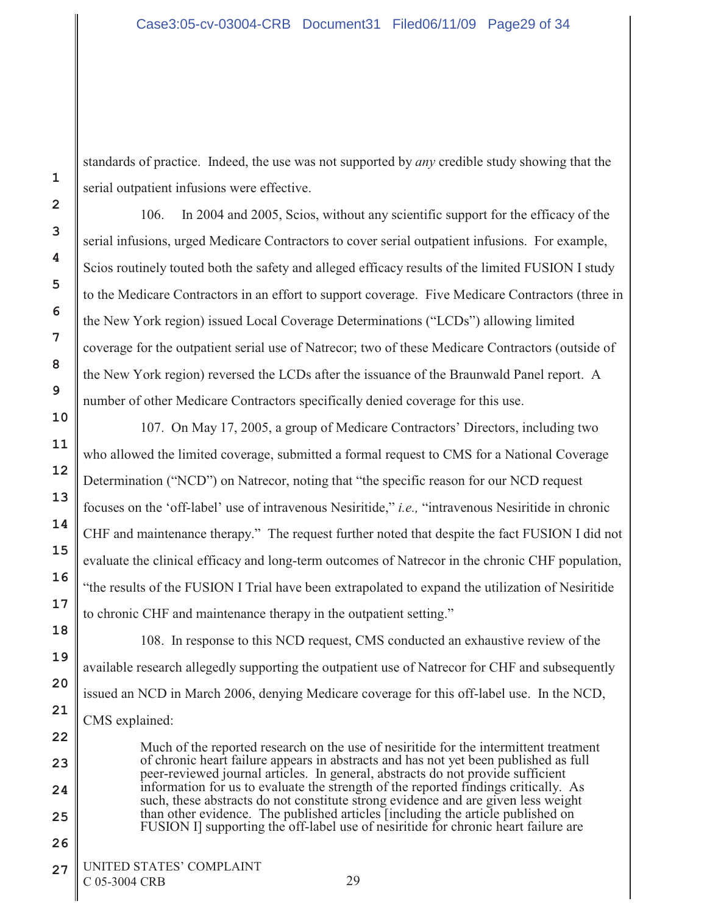standards of practice. Indeed, the use was not supported by *any* credible study showing that the serial outpatient infusions were effective.

106. In 2004 and 2005, Scios, without any scientific support for the efficacy of the serial infusions, urged Medicare Contractors to cover serial outpatient infusions. For example, Scios routinely touted both the safety and alleged efficacy results of the limited FUSION I study to the Medicare Contractors in an effort to support coverage. Five Medicare Contractors (three in the New York region) issued Local Coverage Determinations ("LCDs") allowing limited coverage for the outpatient serial use of Natrecor; two of these Medicare Contractors (outside of the New York region) reversed the LCDs after the issuance of the Braunwald Panel report. A number of other Medicare Contractors specifically denied coverage for this use.

107. On May 17, 2005, a group of Medicare Contractors' Directors, including two who allowed the limited coverage, submitted a formal request to CMS for a National Coverage Determination ("NCD") on Natrecor, noting that "the specific reason for our NCD request focuses on the 'off-label' use of intravenous Nesiritide," *i.e.,* "intravenous Nesiritide in chronic CHF and maintenance therapy." The request further noted that despite the fact FUSION I did not evaluate the clinical efficacy and long-term outcomes of Natrecor in the chronic CHF population, "the results of the FUSION I Trial have been extrapolated to expand the utilization of Nesiritide to chronic CHF and maintenance therapy in the outpatient setting."

108. In response to this NCD request, CMS conducted an exhaustive review of the available research allegedly supporting the outpatient use of Natrecor for CHF and subsequently issued an NCD in March 2006, denying Medicare coverage for this off-label use. In the NCD, CMS explained:

> Much of the reported research on the use of nesiritide for the intermittent treatment of chronic heart failure appears in abstracts and has not yet been published as full peer-reviewed journal articles. In general, abstracts do not provide sufficient information for us to evaluate the strength of the reported findings critically. As such, these abstracts do not constitute strong evidence and are given less weight than other evidence. The published articles [including the article published on FUSION I] supporting the off-label use of nesiritide for chronic heart failure are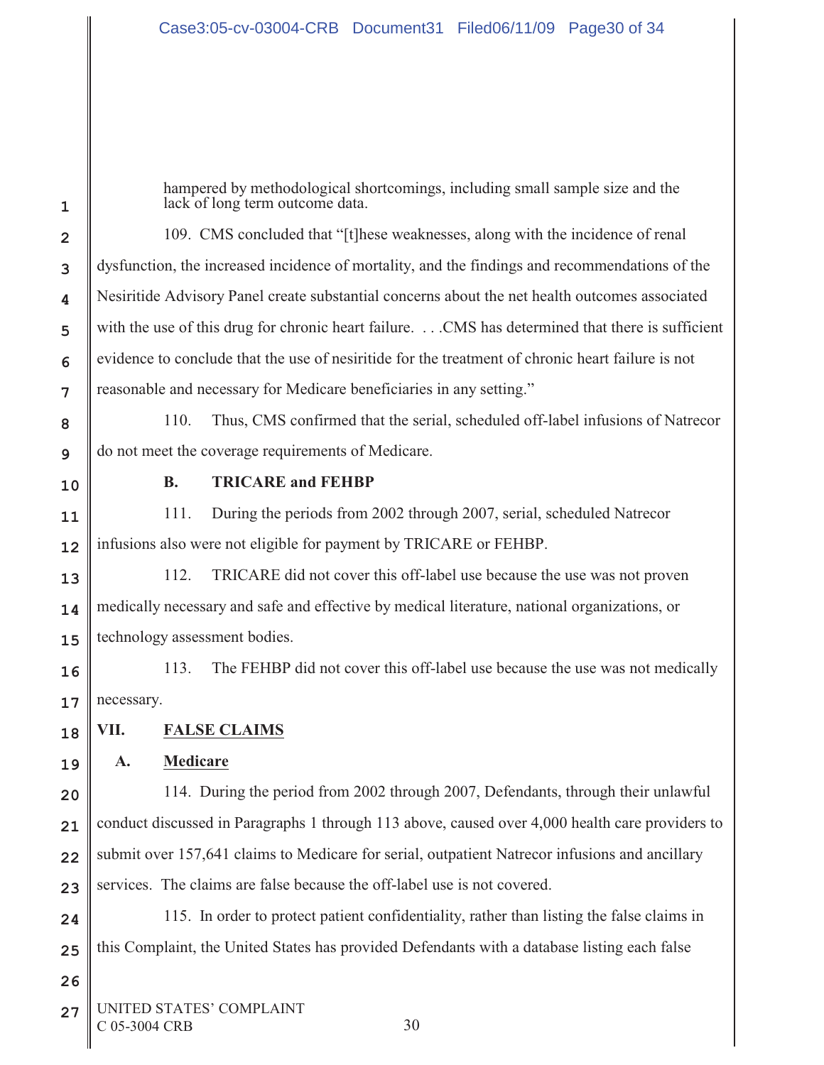hampered by methodological shortcomings, including small sample size and the lack of long term outcome data.

109. CMS concluded that "[t]hese weaknesses, along with the incidence of renal dysfunction, the increased incidence of mortality, and the findings and recommendations of the Nesiritide Advisory Panel create substantial concerns about the net health outcomes associated with the use of this drug for chronic heart failure. . . .CMS has determined that there is sufficient evidence to conclude that the use of nesiritide for the treatment of chronic heart failure is not reasonable and necessary for Medicare beneficiaries in any setting."

110. Thus, CMS confirmed that the serial, scheduled off-label infusions of Natrecor do not meet the coverage requirements of Medicare.

**B. TRICARE and FEHBP**

111. During the periods from 2002 through 2007, serial, scheduled Natrecor infusions also were not eligible for payment by TRICARE or FEHBP.

112. TRICARE did not cover this off-label use because the use was not proven medically necessary and safe and effective by medical literature, national organizations, or technology assessment bodies.

113. The FEHBP did not cover this off-label use because the use was not medically necessary.

## VII. FALSE CLAIMS

### A. Medicare

114. During the period from 2002 through 2007, Defendants, through their unlawful conduct discussed in Paragraphs 1 through 113 above, caused over 4,000 health care providers to submit over 157,641 claims to Medicare for serial, outpatient Natrecor infusions and ancillary services. The claims are false because the off-label use is not covered.

115. In order to protect patient confidentiality, rather than listing the false claims in this Complaint, the United States has provided Defendants with a database listing each false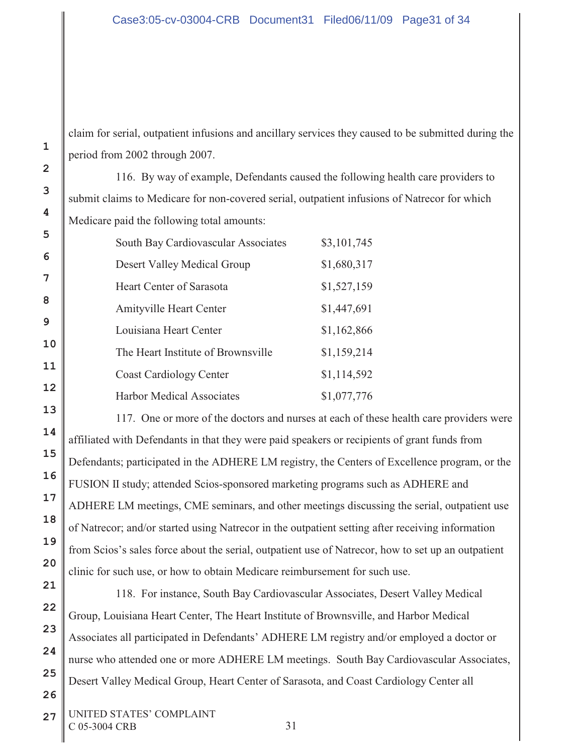claim for serial, outpatient infusions and ancillary services they caused to be submitted during the period from 2002 through 2007.

116. By way of example, Defendants caused the following health care providers to submit claims to Medicare for non-covered serial, outpatient infusions of Natrecor for which Medicare paid the following total amounts:

| | |
|---|---|
| South Bay Cardiovascular Associates | $3,101,745 |
| Desert Valley Medical Group | $1,680,317 |
| Heart Center of Sarasota | $1,527,159 |
| Amityville Heart Center | $1,447,691 |
| Louisiana Heart Center | $1,162,866 |
| The Heart Institute of Brownsville | $1,159,214 |
| Coast Cardiology Center | $1,114,592 |
| Harbor Medical Associates | $1,077,776 |

117. One or more of the doctors and nurses at each of these health care providers were affiliated with Defendants in that they were paid speakers or recipients of grant funds from Defendants; participated in the ADHERE LM registry, the Centers of Excellence program, or the FUSION II study; attended Scios-sponsored marketing programs such as ADHERE and ADHERE LM meetings, CME seminars, and other meetings discussing the serial, outpatient use of Natrecor; and/or started using Natrecor in the outpatient setting after receiving information from Scios's sales force about the serial, outpatient use of Natrecor, how to set up an outpatient clinic for such use, or how to obtain Medicare reimbursement for such use.

118. For instance, South Bay Cardiovascular Associates, Desert Valley Medical Group, Louisiana Heart Center, The Heart Institute of Brownsville, and Harbor Medical Associates all participated in Defendants' ADHERE LM registry and/or employed a doctor or nurse who attended one or more ADHERE LM meetings. South Bay Cardiovascular Associates, Desert Valley Medical Group, Heart Center of Sarasota, and Coast Cardiology Center all

UNITED STATES' COMPLAINT
C 05-3004 CRB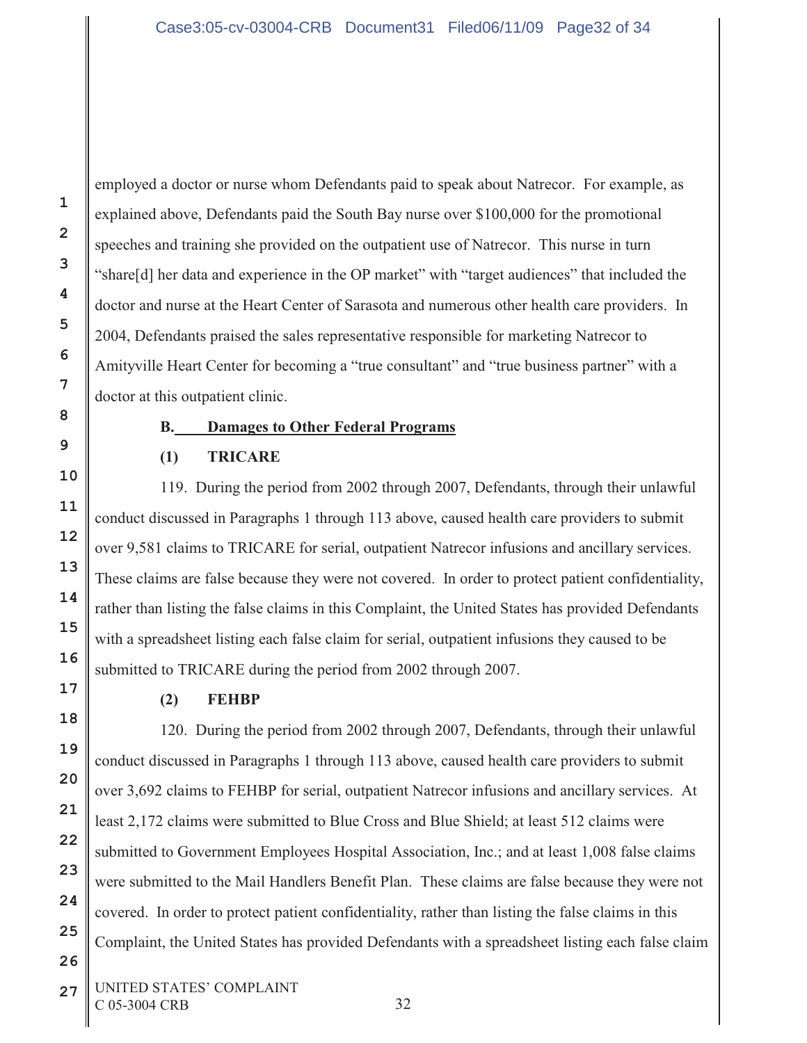employed a doctor or nurse whom Defendants paid to speak about Natrecor. For example, as explained above, Defendants paid the South Bay nurse over $100,000 for the promotional speeches and training she provided on the outpatient use of Natrecor. This nurse in turn "share[d] her data and experience in the OP market" with "target audiences" that included the doctor and nurse at the Heart Center of Sarasota and numerous other health care providers. In 2004, Defendants praised the sales representative responsible for marketing Natrecor to Amityville Heart Center for becoming a "true consultant" and "true business partner" with a doctor at this outpatient clinic.

### B. Damages to Other Federal Programs

#### (1) TRICARE

119. During the period from 2002 through 2007, Defendants, through their unlawful conduct discussed in Paragraphs 1 through 113 above, caused health care providers to submit over 9,581 claims to TRICARE for serial, outpatient Natrecor infusions and ancillary services. These claims are false because they were not covered. In order to protect patient confidentiality, rather than listing the false claims in this Complaint, the United States has provided Defendants with a spreadsheet listing each false claim for serial, outpatient infusions they caused to be submitted to TRICARE during the period from 2002 through 2007.

#### (2) FEHBP

120. During the period from 2002 through 2007, Defendants, through their unlawful conduct discussed in Paragraphs 1 through 113 above, caused health care providers to submit over 3,692 claims to FEHBP for serial, outpatient Natrecor infusions and ancillary services. At least 2,172 claims were submitted to Blue Cross and Blue Shield; at least 512 claims were submitted to Government Employees Hospital Association, Inc.; and at least 1,008 false claims were submitted to the Mail Handlers Benefit Plan. These claims are false because they were not covered. In order to protect patient confidentiality, rather than listing the false claims in this Complaint, the United States has provided Defendants with a spreadsheet listing each false claim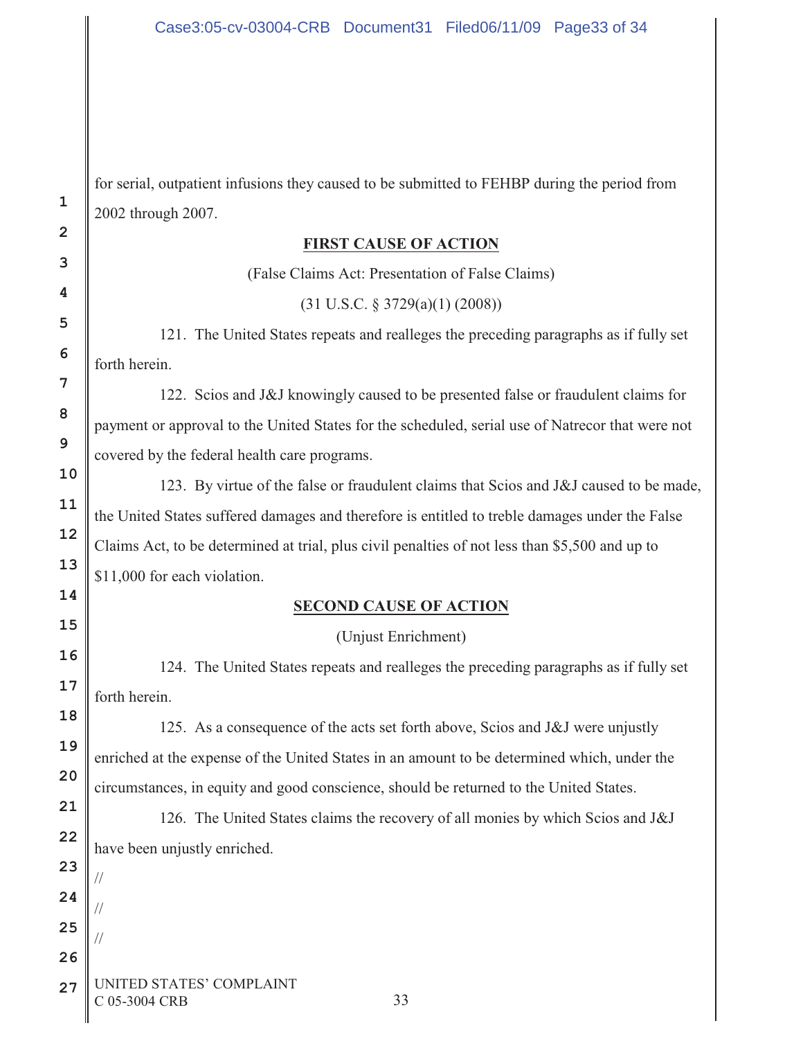for serial, outpatient infusions they caused to be submitted to FEHBP during the period from 2002 through 2007.

## FIRST CAUSE OF ACTION

(False Claims Act: Presentation of False Claims)

(31 U.S.C. § 3729(a)(1) (2008))

121. The United States repeats and realleges the preceding paragraphs as if fully set forth herein.

122. Scios and J&J knowingly caused to be presented false or fraudulent claims for payment or approval to the United States for the scheduled, serial use of Natrecor that were not covered by the federal health care programs.

123. By virtue of the false or fraudulent claims that Scios and J&J caused to be made, the United States suffered damages and therefore is entitled to treble damages under the False Claims Act, to be determined at trial, plus civil penalties of not less than $5,500 and up to $11,000 for each violation.

## SECOND CAUSE OF ACTION

(Unjust Enrichment)

124. The United States repeats and realleges the preceding paragraphs as if fully set forth herein.

125. As a consequence of the acts set forth above, Scios and J&J were unjustly enriched at the expense of the United States in an amount to be determined which, under the circumstances, in equity and good conscience, should be returned to the United States.

126. The United States claims the recovery of all monies by which Scios and J&J have been unjustly enriched.

//

//

//

UNITED STATES' COMPLAINT
C 05-3004 CRB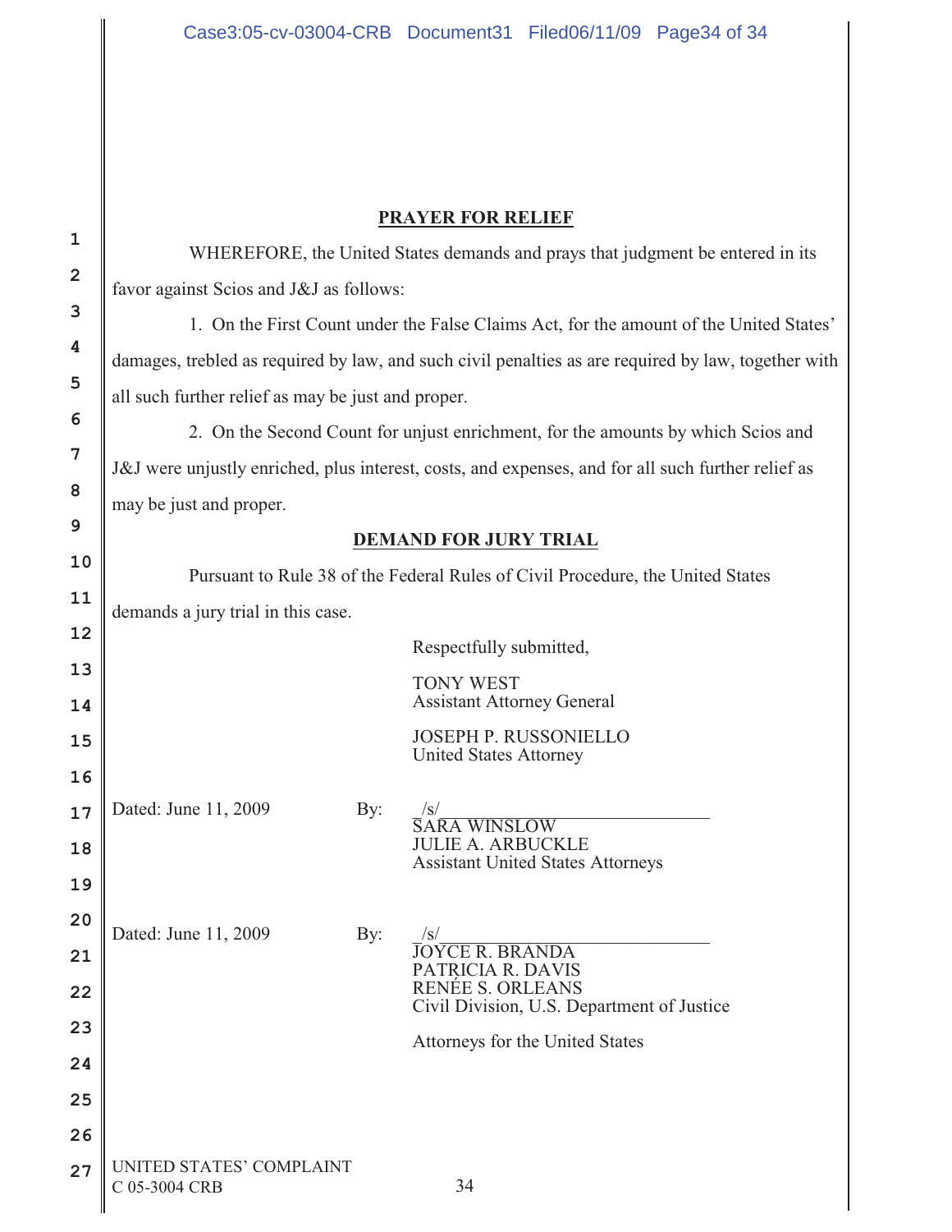## PRAYER FOR RELIEF

WHEREFORE, the United States demands and prays that judgment be entered in its favor against Scios and J&J as follows:

1. On the First Count under the False Claims Act, for the amount of the United States' damages, trebled as required by law, and such civil penalties as are required by law, together with all such further relief as may be just and proper.

2. On the Second Count for unjust enrichment, for the amounts by which Scios and J&J were unjustly enriched, plus interest, costs, and expenses, and for all such further relief as may be just and proper.

## DEMAND FOR JURY TRIAL

Pursuant to Rule 38 of the Federal Rules of Civil Procedure, the United States demands a jury trial in this case.

Respectfully submitted,

TONY WEST
Assistant Attorney General

JOSEPH P. RUSSONIELLO
United States Attorney

Dated: June 11, 2009 By: /s/
SARA WINSLOW
JULIE A. ARBUCKLE
Assistant United States Attorneys

Dated: June 11, 2009 By: /s/
JOYCE R. BRANDA
PATRICIA R. DAVIS
RENÉE S. ORLEANS
Civil Division, U.S. Department of Justice

Attorneys for the United States

UNITED STATES' COMPLAINT
C 05-3004 CRB